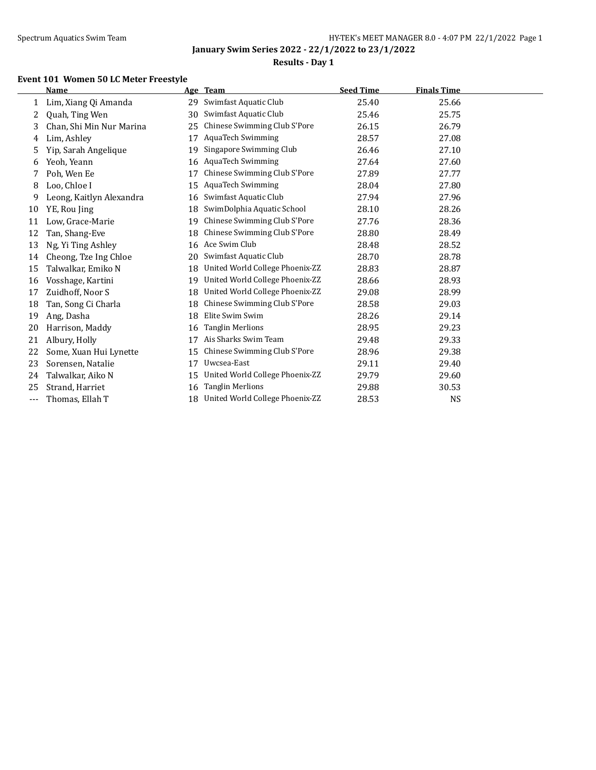**January Swim Series 2022 - 22/1/2022 to 23/1/2022**

**Results - Day 1**

### Event 101 Women 50 LC Meter Freestyle

| | Name | Age | Team | Seed Time | Finals Time |
|---|---|---|---|---|---|
| 1 | Lim, Xiang Qi Amanda | 29 | Swimfast Aquatic Club | 25.40 | 25.66 |
| 2 | Quah, Ting Wen | 30 | Swimfast Aquatic Club | 25.46 | 25.75 |
| 3 | Chan, Shi Min Nur Marina | 25 | Chinese Swimming Club S'Pore | 26.15 | 26.79 |
| 4 | Lim, Ashley | 17 | AquaTech Swimming | 28.57 | 27.08 |
| 5 | Yip, Sarah Angelique | 19 | Singapore Swimming Club | 26.46 | 27.10 |
| 6 | Yeoh, Yeann | 16 | AquaTech Swimming | 27.64 | 27.60 |
| 7 | Poh, Wen Ee | 17 | Chinese Swimming Club S'Pore | 27.89 | 27.77 |
| 8 | Loo, Chloe I | 15 | AquaTech Swimming | 28.04 | 27.80 |
| 9 | Leong, Kaitlyn Alexandra | 16 | Swimfast Aquatic Club | 27.94 | 27.96 |
| 10 | YE, Rou Jing | 18 | SwimDolphia Aquatic School | 28.10 | 28.26 |
| 11 | Low, Grace-Marie | 19 | Chinese Swimming Club S'Pore | 27.76 | 28.36 |
| 12 | Tan, Shang-Eve | 18 | Chinese Swimming Club S'Pore | 28.80 | 28.49 |
| 13 | Ng, Yi Ting Ashley | 16 | Ace Swim Club | 28.48 | 28.52 |
| 14 | Cheong, Tze Ing Chloe | 20 | Swimfast Aquatic Club | 28.70 | 28.78 |
| 15 | Talwalkar, Emiko N | 18 | United World College Phoenix-ZZ | 28.83 | 28.87 |
| 16 | Vosshage, Kartini | 19 | United World College Phoenix-ZZ | 28.66 | 28.93 |
| 17 | Zuidhoff, Noor S | 18 | United World College Phoenix-ZZ | 29.08 | 28.99 |
| 18 | Tan, Song Ci Charla | 18 | Chinese Swimming Club S'Pore | 28.58 | 29.03 |
| 19 | Ang, Dasha | 18 | Elite Swim Swim | 28.26 | 29.14 |
| 20 | Harrison, Maddy | 16 | Tanglin Merlions | 28.95 | 29.23 |
| 21 | Albury, Holly | 17 | Ais Sharks Swim Team | 29.48 | 29.33 |
| 22 | Some, Xuan Hui Lynette | 15 | Chinese Swimming Club S'Pore | 28.96 | 29.38 |
| 23 | Sorensen, Natalie | 17 | Uwcsea-East | 29.11 | 29.40 |
| 24 | Talwalkar, Aiko N | 15 | United World College Phoenix-ZZ | 29.79 | 29.60 |
| 25 | Strand, Harriet | 16 | Tanglin Merlions | 29.88 | 30.53 |
| --- | Thomas, Ellah T | 18 | United World College Phoenix-ZZ | 28.53 | NS |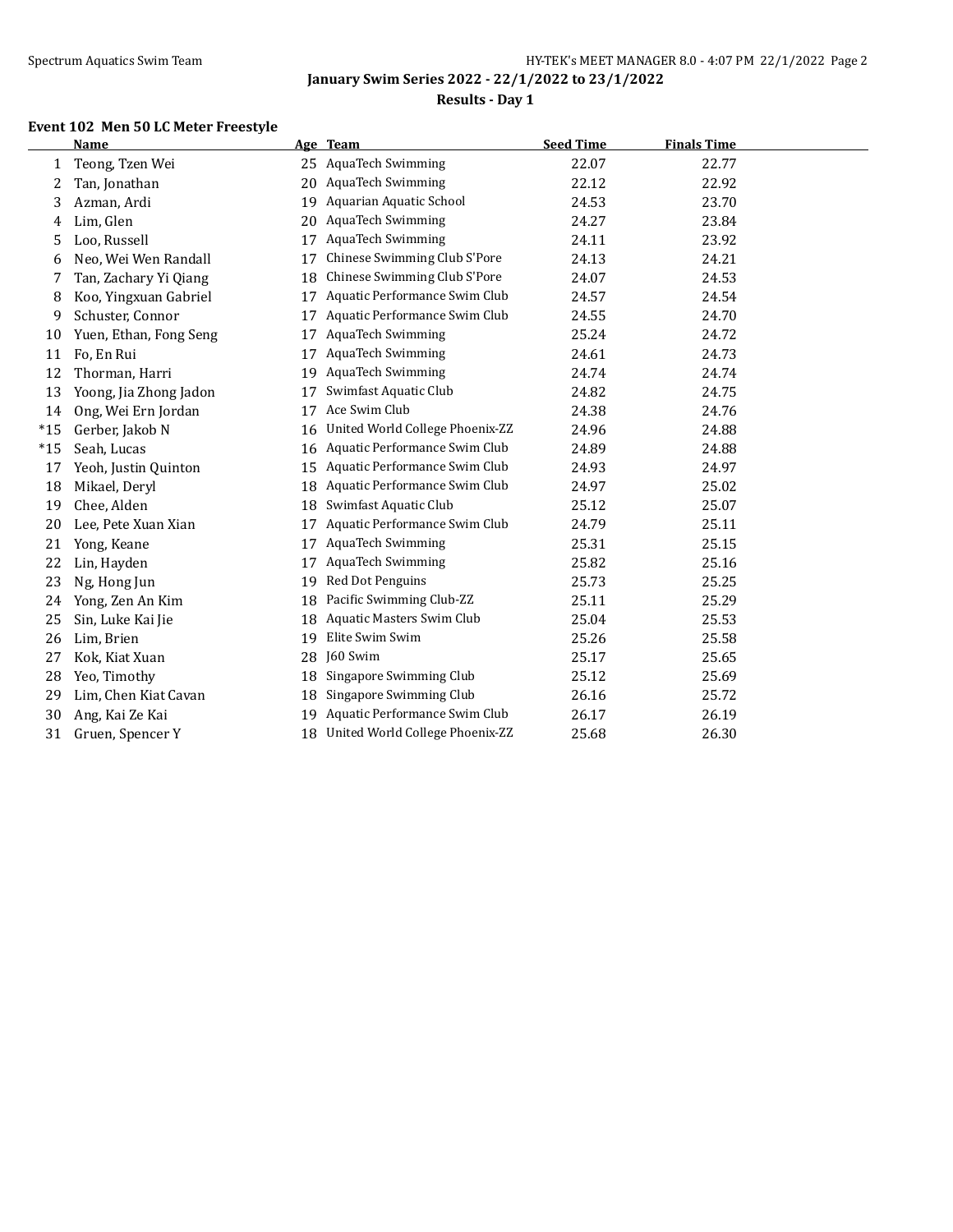## January Swim Series 2022 - 22/1/2022 to 23/1/2022

### Results - Day 1

#### Event 102 Men 50 LC Meter Freestyle

| | Name | Age | Team | Seed Time | Finals Time |
|---|---|---|---|---|---|
| 1 | Teong, Tzen Wei | 25 | AquaTech Swimming | 22.07 | 22.77 |
| 2 | Tan, Jonathan | 20 | AquaTech Swimming | 22.12 | 22.92 |
| 3 | Azman, Ardi | 19 | Aquarian Aquatic School | 24.53 | 23.70 |
| 4 | Lim, Glen | 20 | AquaTech Swimming | 24.27 | 23.84 |
| 5 | Loo, Russell | 17 | AquaTech Swimming | 24.11 | 23.92 |
| 6 | Neo, Wei Wen Randall | 17 | Chinese Swimming Club S'Pore | 24.13 | 24.21 |
| 7 | Tan, Zachary Yi Qiang | 18 | Chinese Swimming Club S'Pore | 24.07 | 24.53 |
| 8 | Koo, Yingxuan Gabriel | 17 | Aquatic Performance Swim Club | 24.57 | 24.54 |
| 9 | Schuster, Connor | 17 | Aquatic Performance Swim Club | 24.55 | 24.70 |
| 10 | Yuen, Ethan, Fong Seng | 17 | AquaTech Swimming | 25.24 | 24.72 |
| 11 | Fo, En Rui | 17 | AquaTech Swimming | 24.61 | 24.73 |
| 12 | Thorman, Harri | 19 | AquaTech Swimming | 24.74 | 24.74 |
| 13 | Yoong, Jia Zhong Jadon | 17 | Swimfast Aquatic Club | 24.82 | 24.75 |
| 14 | Ong, Wei Ern Jordan | 17 | Ace Swim Club | 24.38 | 24.76 |
| *15 | Gerber, Jakob N | 16 | United World College Phoenix-ZZ | 24.96 | 24.88 |
| *15 | Seah, Lucas | 16 | Aquatic Performance Swim Club | 24.89 | 24.88 |
| 17 | Yeoh, Justin Quinton | 15 | Aquatic Performance Swim Club | 24.93 | 24.97 |
| 18 | Mikael, Deryl | 18 | Aquatic Performance Swim Club | 24.97 | 25.02 |
| 19 | Chee, Alden | 18 | Swimfast Aquatic Club | 25.12 | 25.07 |
| 20 | Lee, Pete Xuan Xian | 17 | Aquatic Performance Swim Club | 24.79 | 25.11 |
| 21 | Yong, Keane | 17 | AquaTech Swimming | 25.31 | 25.15 |
| 22 | Lin, Hayden | 17 | AquaTech Swimming | 25.82 | 25.16 |
| 23 | Ng, Hong Jun | 19 | Red Dot Penguins | 25.73 | 25.25 |
| 24 | Yong, Zen An Kim | 18 | Pacific Swimming Club-ZZ | 25.11 | 25.29 |
| 25 | Sin, Luke Kai Jie | 18 | Aquatic Masters Swim Club | 25.04 | 25.53 |
| 26 | Lim, Brien | 19 | Elite Swim Swim | 25.26 | 25.58 |
| 27 | Kok, Kiat Xuan | 28 | J60 Swim | 25.17 | 25.65 |
| 28 | Yeo, Timothy | 18 | Singapore Swimming Club | 25.12 | 25.69 |
| 29 | Lim, Chen Kiat Cavan | 18 | Singapore Swimming Club | 26.16 | 25.72 |
| 30 | Ang, Kai Ze Kai | 19 | Aquatic Performance Swim Club | 26.17 | 26.19 |
| 31 | Gruen, Spencer Y | 18 | United World College Phoenix-ZZ | 25.68 | 26.30 |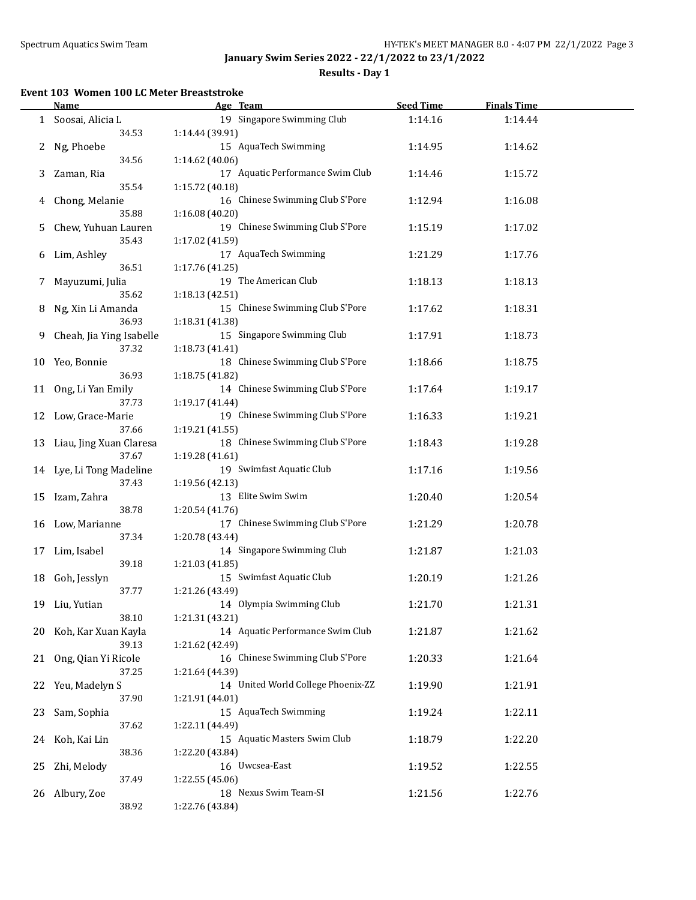# January Swim Series 2022 - 22/1/2022 to 23/1/2022

## Results - Day 1

### Event 103 Women 100 LC Meter Breaststroke

| | Name | Age | Team | Seed Time | Finals Time |
|---|---|---|---|---|---|
| 1 | Soosai, Alicia L | 19 | Singapore Swimming Club | 1:14.16 | 1:14.44 |
| | 34.53 | 1:14.44 (39.91) | | | |
| 2 | Ng, Phoebe | 15 | AquaTech Swimming | 1:14.95 | 1:14.62 |
| | 34.56 | 1:14.62 (40.06) | | | |
| 3 | Zaman, Ria | 17 | Aquatic Performance Swim Club | 1:14.46 | 1:15.72 |
| | 35.54 | 1:15.72 (40.18) | | | |
| 4 | Chong, Melanie | 16 | Chinese Swimming Club S'Pore | 1:12.94 | 1:16.08 |
| | 35.88 | 1:16.08 (40.20) | | | |
| 5 | Chew, Yuhuan Lauren | 19 | Chinese Swimming Club S'Pore | 1:15.19 | 1:17.02 |
| | 35.43 | 1:17.02 (41.59) | | | |
| 6 | Lim, Ashley | 17 | AquaTech Swimming | 1:21.29 | 1:17.76 |
| | 36.51 | 1:17.76 (41.25) | | | |
| 7 | Mayuzumi, Julia | 19 | The American Club | 1:18.13 | 1:18.13 |
| | 35.62 | 1:18.13 (42.51) | | | |
| 8 | Ng, Xin Li Amanda | 15 | Chinese Swimming Club S'Pore | 1:17.62 | 1:18.31 |
| | 36.93 | 1:18.31 (41.38) | | | |
| 9 | Cheah, Jia Ying Isabelle | 15 | Singapore Swimming Club | 1:17.91 | 1:18.73 |
| | 37.32 | 1:18.73 (41.41) | | | |
| 10 | Yeo, Bonnie | 18 | Chinese Swimming Club S'Pore | 1:18.66 | 1:18.75 |
| | 36.93 | 1:18.75 (41.82) | | | |
| 11 | Ong, Li Yan Emily | 14 | Chinese Swimming Club S'Pore | 1:17.64 | 1:19.17 |
| | 37.73 | 1:19.17 (41.44) | | | |
| 12 | Low, Grace-Marie | 19 | Chinese Swimming Club S'Pore | 1:16.33 | 1:19.21 |
| | 37.66 | 1:19.21 (41.55) | | | |
| 13 | Liau, Jing Xuan Claresa | 18 | Chinese Swimming Club S'Pore | 1:18.43 | 1:19.28 |
| | 37.67 | 1:19.28 (41.61) | | | |
| 14 | Lye, Li Tong Madeline | 19 | Swimfast Aquatic Club | 1:17.16 | 1:19.56 |
| | 37.43 | 1:19.56 (42.13) | | | |
| 15 | Izam, Zahra | 13 | Elite Swim Swim | 1:20.40 | 1:20.54 |
| | 38.78 | 1:20.54 (41.76) | | | |
| 16 | Low, Marianne | 17 | Chinese Swimming Club S'Pore | 1:21.29 | 1:20.78 |
| | 37.34 | 1:20.78 (43.44) | | | |
| 17 | Lim, Isabel | 14 | Singapore Swimming Club | 1:21.87 | 1:21.03 |
| | 39.18 | 1:21.03 (41.85) | | | |
| 18 | Goh, Jesslyn | 15 | Swimfast Aquatic Club | 1:20.19 | 1:21.26 |
| | 37.77 | 1:21.26 (43.49) | | | |
| 19 | Liu, Yutian | 14 | Olympia Swimming Club | 1:21.70 | 1:21.31 |
| | 38.10 | 1:21.31 (43.21) | | | |
| 20 | Koh, Kar Xuan Kayla | 14 | Aquatic Performance Swim Club | 1:21.87 | 1:21.62 |
| | 39.13 | 1:21.62 (42.49) | | | |
| 21 | Ong, Qian Yi Ricole | 16 | Chinese Swimming Club S'Pore | 1:20.33 | 1:21.64 |
| | 37.25 | 1:21.64 (44.39) | | | |
| 22 | Yeu, Madelyn S | 14 | United World College Phoenix-ZZ | 1:19.90 | 1:21.91 |
| | 37.90 | 1:21.91 (44.01) | | | |
| 23 | Sam, Sophia | 15 | AquaTech Swimming | 1:19.24 | 1:22.11 |
| | 37.62 | 1:22.11 (44.49) | | | |
| 24 | Koh, Kai Lin | 15 | Aquatic Masters Swim Club | 1:18.79 | 1:22.20 |
| | 38.36 | 1:22.20 (43.84) | | | |
| 25 | Zhi, Melody | 16 | Uwcsea-East | 1:19.52 | 1:22.55 |
| | 37.49 | 1:22.55 (45.06) | | | |
| 26 | Albury, Zoe | 18 | Nexus Swim Team-SI | 1:21.56 | 1:22.76 |
| | 38.92 | 1:22.76 (43.84) | | | |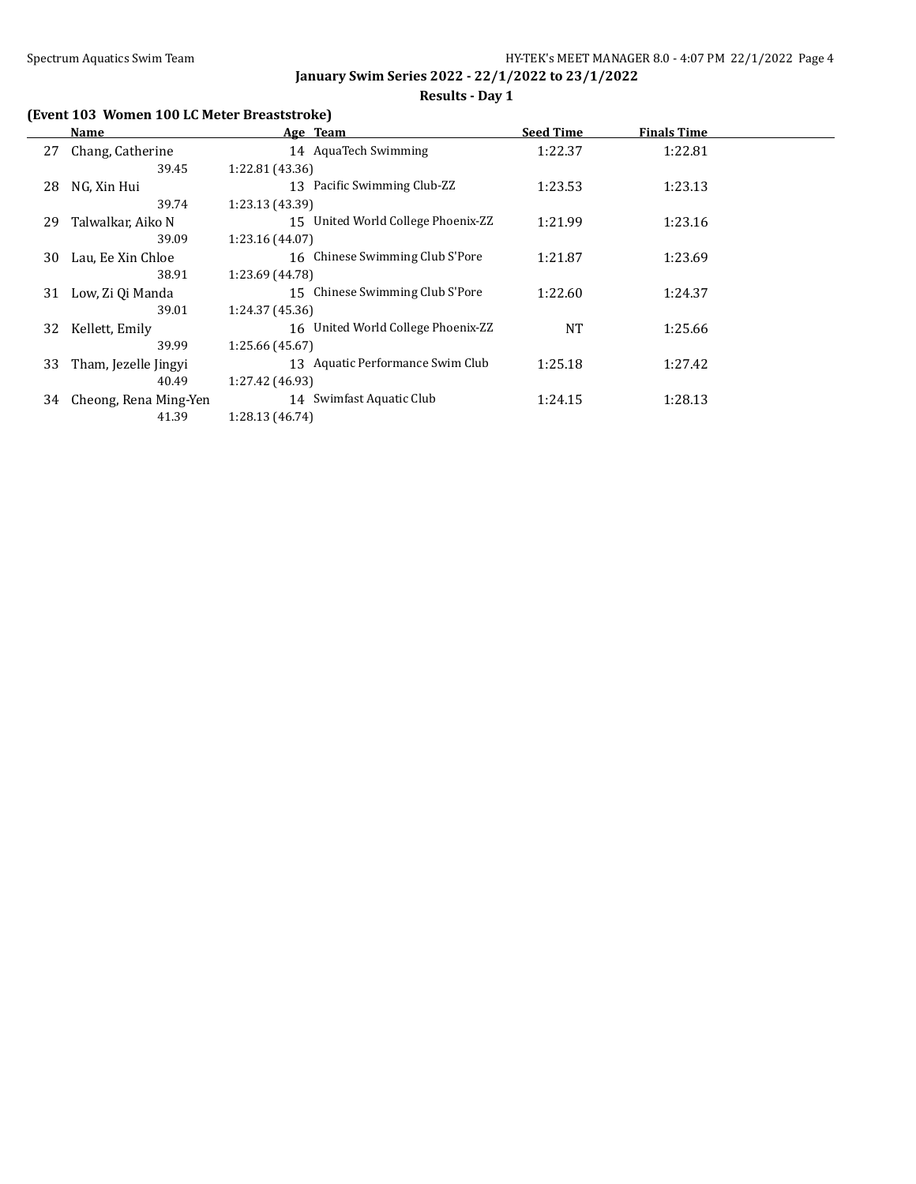## January Swim Series 2022 - 22/1/2022 to 23/1/2022

### Results - Day 1

**(Event 103 Women 100 LC Meter Breaststroke)**

| | Name | Age | Team | Seed Time | Finals Time |
|---|---|---|---|---|---|
| 27 | Chang, Catherine | 14 | AquaTech Swimming | 1:22.37 | 1:22.81 |
| | 39.45 | 1:22.81 (43.36) | | | |
| 28 | NG, Xin Hui | 13 | Pacific Swimming Club-ZZ | 1:23.53 | 1:23.13 |
| | 39.74 | 1:23.13 (43.39) | | | |
| 29 | Talwalkar, Aiko N | 15 | United World College Phoenix-ZZ | 1:21.99 | 1:23.16 |
| | 39.09 | 1:23.16 (44.07) | | | |
| 30 | Lau, Ee Xin Chloe | 16 | Chinese Swimming Club S'Pore | 1:21.87 | 1:23.69 |
| | 38.91 | 1:23.69 (44.78) | | | |
| 31 | Low, Zi Qi Manda | 15 | Chinese Swimming Club S'Pore | 1:22.60 | 1:24.37 |
| | 39.01 | 1:24.37 (45.36) | | | |
| 32 | Kellett, Emily | 16 | United World College Phoenix-ZZ | NT | 1:25.66 |
| | 39.99 | 1:25.66 (45.67) | | | |
| 33 | Tham, Jezelle Jingyi | 13 | Aquatic Performance Swim Club | 1:25.18 | 1:27.42 |
| | 40.49 | 1:27.42 (46.93) | | | |
| 34 | Cheong, Rena Ming-Yen | 14 | Swimfast Aquatic Club | 1:24.15 | 1:28.13 |
| | 41.39 | 1:28.13 (46.74) | | | |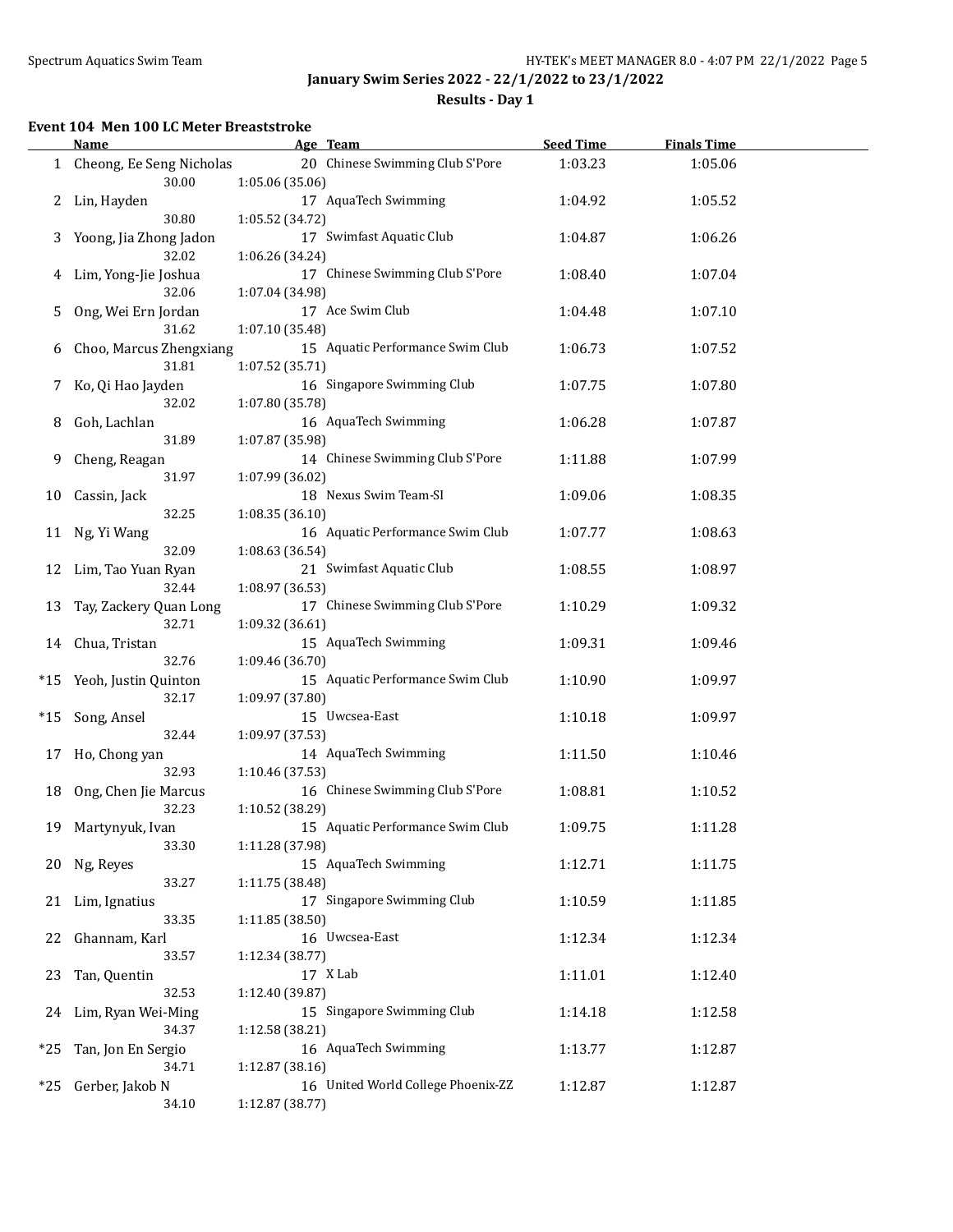January Swim Series 2022 - 22/1/2022 to 23/1/2022

Results - Day 1

### Event 104 Men 100 LC Meter Breaststroke

| | Name | Age | Team | Seed Time | Finals Time |
|---|---|---|---|---|---|
| 1 | Cheong, Ee Seng Nicholas | 20 | Chinese Swimming Club S'Pore | 1:03.23 | 1:05.06 |
| | 30.00 | 1:05.06 (35.06) | | | |
| 2 | Lin, Hayden | 17 | AquaTech Swimming | 1:04.92 | 1:05.52 |
| | 30.80 | 1:05.52 (34.72) | | | |
| 3 | Yoong, Jia Zhong Jadon | 17 | Swimfast Aquatic Club | 1:04.87 | 1:06.26 |
| | 32.02 | 1:06.26 (34.24) | | | |
| 4 | Lim, Yong-Jie Joshua | 17 | Chinese Swimming Club S'Pore | 1:08.40 | 1:07.04 |
| | 32.06 | 1:07.04 (34.98) | | | |
| 5 | Ong, Wei Ern Jordan | 17 | Ace Swim Club | 1:04.48 | 1:07.10 |
| | 31.62 | 1:07.10 (35.48) | | | |
| 6 | Choo, Marcus Zhengxiang | 15 | Aquatic Performance Swim Club | 1:06.73 | 1:07.52 |
| | 31.81 | 1:07.52 (35.71) | | | |
| 7 | Ko, Qi Hao Jayden | 16 | Singapore Swimming Club | 1:07.75 | 1:07.80 |
| | 32.02 | 1:07.80 (35.78) | | | |
| 8 | Goh, Lachlan | 16 | AquaTech Swimming | 1:06.28 | 1:07.87 |
| | 31.89 | 1:07.87 (35.98) | | | |
| 9 | Cheng, Reagan | 14 | Chinese Swimming Club S'Pore | 1:11.88 | 1:07.99 |
| | 31.97 | 1:07.99 (36.02) | | | |
| 10 | Cassin, Jack | 18 | Nexus Swim Team-SI | 1:09.06 | 1:08.35 |
| | 32.25 | 1:08.35 (36.10) | | | |
| 11 | Ng, Yi Wang | 16 | Aquatic Performance Swim Club | 1:07.77 | 1:08.63 |
| | 32.09 | 1:08.63 (36.54) | | | |
| 12 | Lim, Tao Yuan Ryan | 21 | Swimfast Aquatic Club | 1:08.55 | 1:08.97 |
| | 32.44 | 1:08.97 (36.53) | | | |
| 13 | Tay, Zackery Quan Long | 17 | Chinese Swimming Club S'Pore | 1:10.29 | 1:09.32 |
| | 32.71 | 1:09.32 (36.61) | | | |
| 14 | Chua, Tristan | 15 | AquaTech Swimming | 1:09.31 | 1:09.46 |
| | 32.76 | 1:09.46 (36.70) | | | |
| *15 | Yeoh, Justin Quinton | 15 | Aquatic Performance Swim Club | 1:10.90 | 1:09.97 |
| | 32.17 | 1:09.97 (37.80) | | | |
| *15 | Song, Ansel | 15 | Uwcsea-East | 1:10.18 | 1:09.97 |
| | 32.44 | 1:09.97 (37.53) | | | |
| 17 | Ho, Chong yan | 14 | AquaTech Swimming | 1:11.50 | 1:10.46 |
| | 32.93 | 1:10.46 (37.53) | | | |
| 18 | Ong, Chen Jie Marcus | 16 | Chinese Swimming Club S'Pore | 1:08.81 | 1:10.52 |
| | 32.23 | 1:10.52 (38.29) | | | |
| 19 | Martynyuk, Ivan | 15 | Aquatic Performance Swim Club | 1:09.75 | 1:11.28 |
| | 33.30 | 1:11.28 (37.98) | | | |
| 20 | Ng, Reyes | 15 | AquaTech Swimming | 1:12.71 | 1:11.75 |
| | 33.27 | 1:11.75 (38.48) | | | |
| 21 | Lim, Ignatius | 17 | Singapore Swimming Club | 1:10.59 | 1:11.85 |
| | 33.35 | 1:11.85 (38.50) | | | |
| 22 | Ghannam, Karl | 16 | Uwcsea-East | 1:12.34 | 1:12.34 |
| | 33.57 | 1:12.34 (38.77) | | | |
| 23 | Tan, Quentin | 17 | X Lab | 1:11.01 | 1:12.40 |
| | 32.53 | 1:12.40 (39.87) | | | |
| 24 | Lim, Ryan Wei-Ming | 15 | Singapore Swimming Club | 1:14.18 | 1:12.58 |
| | 34.37 | 1:12.58 (38.21) | | | |
| *25 | Tan, Jon En Sergio | 16 | AquaTech Swimming | 1:13.77 | 1:12.87 |
| | 34.71 | 1:12.87 (38.16) | | | |
| *25 | Gerber, Jakob N | 16 | United World College Phoenix-ZZ | 1:12.87 | 1:12.87 |
| | 34.10 | 1:12.87 (38.77) | | | |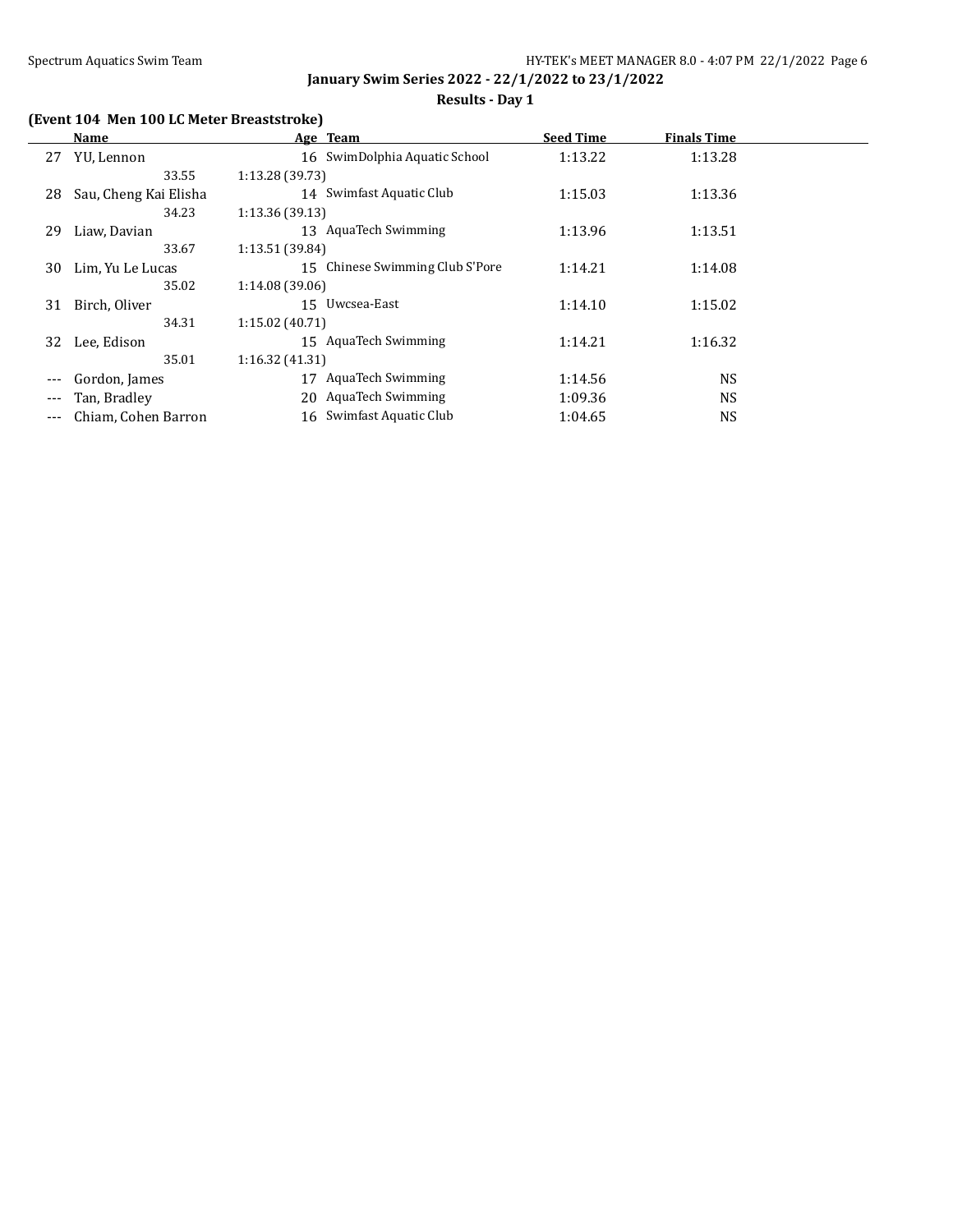**January Swim Series 2022 - 22/1/2022 to 23/1/2022**

**Results - Day 1**

### (Event 104 Men 100 LC Meter Breaststroke)

| | Name | Age | Team | Seed Time | Finals Time |
|---|---|---|---|---|---|
| 27 | YU, Lennon | 16 | SwimDolphia Aquatic School | 1:13.22 | 1:13.28 |
| | 33.55 | 1:13.28 (39.73) | | | |
| 28 | Sau, Cheng Kai Elisha | 14 | Swimfast Aquatic Club | 1:15.03 | 1:13.36 |
| | 34.23 | 1:13.36 (39.13) | | | |
| 29 | Liaw, Davian | 13 | AquaTech Swimming | 1:13.96 | 1:13.51 |
| | 33.67 | 1:13.51 (39.84) | | | |
| 30 | Lim, Yu Le Lucas | 15 | Chinese Swimming Club S'Pore | 1:14.21 | 1:14.08 |
| | 35.02 | 1:14.08 (39.06) | | | |
| 31 | Birch, Oliver | 15 | Uwcsea-East | 1:14.10 | 1:15.02 |
| | 34.31 | 1:15.02 (40.71) | | | |
| 32 | Lee, Edison | 15 | AquaTech Swimming | 1:14.21 | 1:16.32 |
| | 35.01 | 1:16.32 (41.31) | | | |
| --- | Gordon, James | 17 | AquaTech Swimming | 1:14.56 | NS |
| --- | Tan, Bradley | 20 | AquaTech Swimming | 1:09.36 | NS |
| --- | Chiam, Cohen Barron | 16 | Swimfast Aquatic Club | 1:04.65 | NS |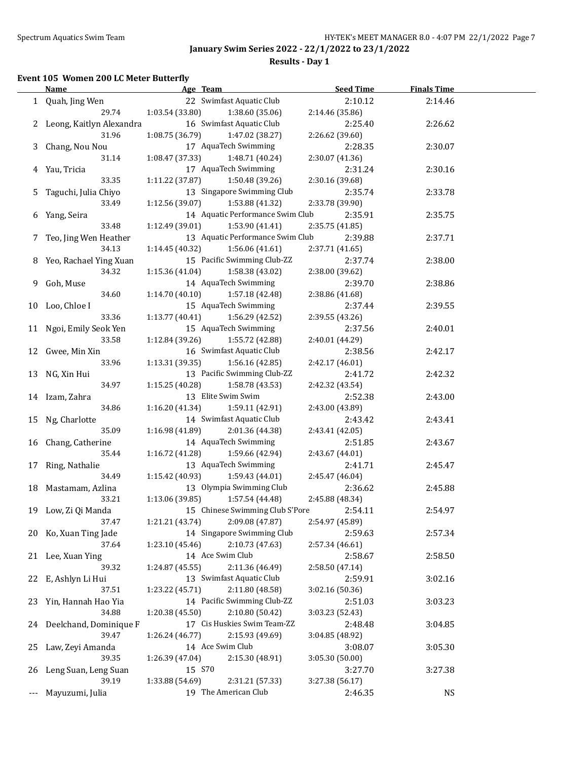## January Swim Series 2022 - 22/1/2022 to 23/1/2022

### Results - Day 1

#### Event 105 Women 200 LC Meter Butterfly

| | Name | Age | Team | Seed Time | Finals Time |
|---|---|---|---|---|---|
| 1 | Quah, Jing Wen | 22 | Swimfast Aquatic Club | 2:10.12 | 2:14.46 |
| | 29.74 | 1:03.54 (33.80) | 1:38.60 (35.06) | 2:14.46 (35.86) | |
| 2 | Leong, Kaitlyn Alexandra | 16 | Swimfast Aquatic Club | 2:25.40 | 2:26.62 |
| | 31.96 | 1:08.75 (36.79) | 1:47.02 (38.27) | 2:26.62 (39.60) | |
| 3 | Chang, Nou Nou | 17 | AquaTech Swimming | 2:28.35 | 2:30.07 |
| | 31.14 | 1:08.47 (37.33) | 1:48.71 (40.24) | 2:30.07 (41.36) | |
| 4 | Yau, Tricia | 17 | AquaTech Swimming | 2:31.24 | 2:30.16 |
| | 33.35 | 1:11.22 (37.87) | 1:50.48 (39.26) | 2:30.16 (39.68) | |
| 5 | Taguchi, Julia Chiyo | 13 | Singapore Swimming Club | 2:35.74 | 2:33.78 |
| | 33.49 | 1:12.56 (39.07) | 1:53.88 (41.32) | 2:33.78 (39.90) | |
| 6 | Yang, Seira | 14 | Aquatic Performance Swim Club | 2:35.91 | 2:35.75 |
| | 33.48 | 1:12.49 (39.01) | 1:53.90 (41.41) | 2:35.75 (41.85) | |
| 7 | Teo, Jing Wen Heather | 13 | Aquatic Performance Swim Club | 2:39.88 | 2:37.71 |
| | 34.13 | 1:14.45 (40.32) | 1:56.06 (41.61) | 2:37.71 (41.65) | |
| 8 | Yeo, Rachael Ying Xuan | 15 | Pacific Swimming Club-ZZ | 2:37.74 | 2:38.00 |
| | 34.32 | 1:15.36 (41.04) | 1:58.38 (43.02) | 2:38.00 (39.62) | |
| 9 | Goh, Muse | 14 | AquaTech Swimming | 2:39.70 | 2:38.86 |
| | 34.60 | 1:14.70 (40.10) | 1:57.18 (42.48) | 2:38.86 (41.68) | |
| 10 | Loo, Chloe I | 15 | AquaTech Swimming | 2:37.44 | 2:39.55 |
| | 33.36 | 1:13.77 (40.41) | 1:56.29 (42.52) | 2:39.55 (43.26) | |
| 11 | Ngoi, Emily Seok Yen | 15 | AquaTech Swimming | 2:37.56 | 2:40.01 |
| | 33.58 | 1:12.84 (39.26) | 1:55.72 (42.88) | 2:40.01 (44.29) | |
| 12 | Gwee, Min Xin | 16 | Swimfast Aquatic Club | 2:38.56 | 2:42.17 |
| | 33.96 | 1:13.31 (39.35) | 1:56.16 (42.85) | 2:42.17 (46.01) | |
| 13 | NG, Xin Hui | 13 | Pacific Swimming Club-ZZ | 2:41.72 | 2:42.32 |
| | 34.97 | 1:15.25 (40.28) | 1:58.78 (43.53) | 2:42.32 (43.54) | |
| 14 | Izam, Zahra | 13 | Elite Swim Swim | 2:52.38 | 2:43.00 |
| | 34.86 | 1:16.20 (41.34) | 1:59.11 (42.91) | 2:43.00 (43.89) | |
| 15 | Ng, Charlotte | 14 | Swimfast Aquatic Club | 2:43.42 | 2:43.41 |
| | 35.09 | 1:16.98 (41.89) | 2:01.36 (44.38) | 2:43.41 (42.05) | |
| 16 | Chang, Catherine | 14 | AquaTech Swimming | 2:51.85 | 2:43.67 |
| | 35.44 | 1:16.72 (41.28) | 1:59.66 (42.94) | 2:43.67 (44.01) | |
| 17 | Ring, Nathalie | 13 | AquaTech Swimming | 2:41.71 | 2:45.47 |
| | 34.49 | 1:15.42 (40.93) | 1:59.43 (44.01) | 2:45.47 (46.04) | |
| 18 | Mastamam, Azlina | 13 | Olympia Swimming Club | 2:36.62 | 2:45.88 |
| | 33.21 | 1:13.06 (39.85) | 1:57.54 (44.48) | 2:45.88 (48.34) | |
| 19 | Low, Zi Qi Manda | 15 | Chinese Swimming Club S'Pore | 2:54.11 | 2:54.97 |
| | 37.47 | 1:21.21 (43.74) | 2:09.08 (47.87) | 2:54.97 (45.89) | |
| 20 | Ko, Xuan Ting Jade | 14 | Singapore Swimming Club | 2:59.63 | 2:57.34 |
| | 37.64 | 1:23.10 (45.46) | 2:10.73 (47.63) | 2:57.34 (46.61) | |
| 21 | Lee, Xuan Ying | 14 | Ace Swim Club | 2:58.67 | 2:58.50 |
| | 39.32 | 1:24.87 (45.55) | 2:11.36 (46.49) | 2:58.50 (47.14) | |
| 22 | E, Ashlyn Li Hui | 13 | Swimfast Aquatic Club | 2:59.91 | 3:02.16 |
| | 37.51 | 1:23.22 (45.71) | 2:11.80 (48.58) | 3:02.16 (50.36) | |
| 23 | Yin, Hannah Hao Yia | 14 | Pacific Swimming Club-ZZ | 2:51.03 | 3:03.23 |
| | 34.88 | 1:20.38 (45.50) | 2:10.80 (50.42) | 3:03.23 (52.43) | |
| 24 | Deelchand, Dominique F | 17 | Cis Huskies Swim Team-ZZ | 2:48.48 | 3:04.85 |
| | 39.47 | 1:26.24 (46.77) | 2:15.93 (49.69) | 3:04.85 (48.92) | |
| 25 | Law, Zeyi Amanda | 14 | Ace Swim Club | 3:08.07 | 3:05.30 |
| | 39.35 | 1:26.39 (47.04) | 2:15.30 (48.91) | 3:05.30 (50.00) | |
| 26 | Leng Suan, Leng Suan | 15 | S70 | 3:27.70 | 3:27.38 |
| | 39.19 | 1:33.88 (54.69) | 2:31.21 (57.33) | 3:27.38 (56.17) | |
| --- | Mayuzumi, Julia | 19 | The American Club | 2:46.35 | NS |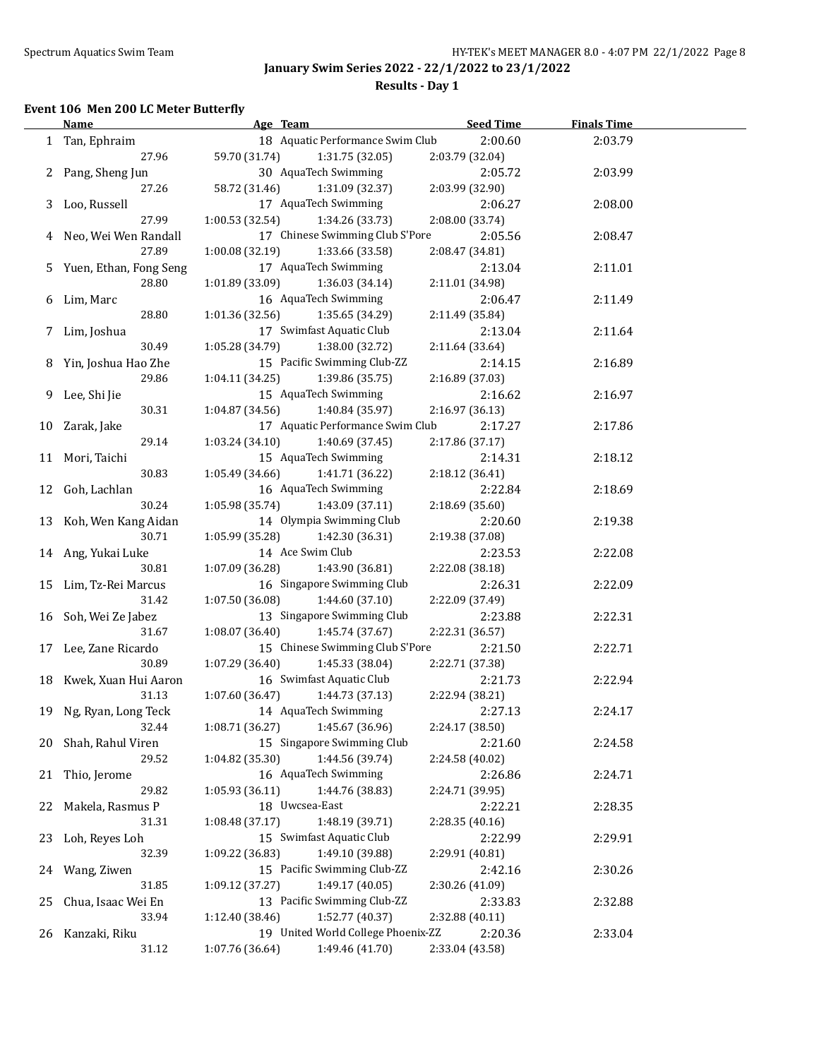January Swim Series 2022 - 22/1/2022 to 23/1/2022

Results - Day 1

### Event 106 Men 200 LC Meter Butterfly

| | Name | Age | Team | Seed Time | Finals Time |
|---|---|---|---|---|---|
| 1 | Tan, Ephraim | 18 | Aquatic Performance Swim Club | 2:00.60 | 2:03.79 |
| | 27.96 | 59.70 (31.74) | 1:31.75 (32.05) | 2:03.79 (32.04) | |
| 2 | Pang, Sheng Jun | 30 | AquaTech Swimming | 2:05.72 | 2:03.99 |
| | 27.26 | 58.72 (31.46) | 1:31.09 (32.37) | 2:03.99 (32.90) | |
| 3 | Loo, Russell | 17 | AquaTech Swimming | 2:06.27 | 2:08.00 |
| | 27.99 | 1:00.53 (32.54) | 1:34.26 (33.73) | 2:08.00 (33.74) | |
| 4 | Neo, Wei Wen Randall | 17 | Chinese Swimming Club S'Pore | 2:05.56 | 2:08.47 |
| | 27.89 | 1:00.08 (32.19) | 1:33.66 (33.58) | 2:08.47 (34.81) | |
| 5 | Yuen, Ethan, Fong Seng | 17 | AquaTech Swimming | 2:13.04 | 2:11.01 |
| | 28.80 | 1:01.89 (33.09) | 1:36.03 (34.14) | 2:11.01 (34.98) | |
| 6 | Lim, Marc | 16 | AquaTech Swimming | 2:06.47 | 2:11.49 |
| | 28.80 | 1:01.36 (32.56) | 1:35.65 (34.29) | 2:11.49 (35.84) | |
| 7 | Lim, Joshua | 17 | Swimfast Aquatic Club | 2:13.04 | 2:11.64 |
| | 30.49 | 1:05.28 (34.79) | 1:38.00 (32.72) | 2:11.64 (33.64) | |
| 8 | Yin, Joshua Hao Zhe | 15 | Pacific Swimming Club-ZZ | 2:14.15 | 2:16.89 |
| | 29.86 | 1:04.11 (34.25) | 1:39.86 (35.75) | 2:16.89 (37.03) | |
| 9 | Lee, Shi Jie | 15 | AquaTech Swimming | 2:16.62 | 2:16.97 |
| | 30.31 | 1:04.87 (34.56) | 1:40.84 (35.97) | 2:16.97 (36.13) | |
| 10 | Zarak, Jake | 17 | Aquatic Performance Swim Club | 2:17.27 | 2:17.86 |
| | 29.14 | 1:03.24 (34.10) | 1:40.69 (37.45) | 2:17.86 (37.17) | |
| 11 | Mori, Taichi | 15 | AquaTech Swimming | 2:14.31 | 2:18.12 |
| | 30.83 | 1:05.49 (34.66) | 1:41.71 (36.22) | 2:18.12 (36.41) | |
| 12 | Goh, Lachlan | 16 | AquaTech Swimming | 2:22.84 | 2:18.69 |
| | 30.24 | 1:05.98 (35.74) | 1:43.09 (37.11) | 2:18.69 (35.60) | |
| 13 | Koh, Wen Kang Aidan | 14 | Olympia Swimming Club | 2:20.60 | 2:19.38 |
| | 30.71 | 1:05.99 (35.28) | 1:42.30 (36.31) | 2:19.38 (37.08) | |
| 14 | Ang, Yukai Luke | 14 | Ace Swim Club | 2:23.53 | 2:22.08 |
| | 30.81 | 1:07.09 (36.28) | 1:43.90 (36.81) | 2:22.08 (38.18) | |
| 15 | Lim, Tz-Rei Marcus | 16 | Singapore Swimming Club | 2:26.31 | 2:22.09 |
| | 31.42 | 1:07.50 (36.08) | 1:44.60 (37.10) | 2:22.09 (37.49) | |
| 16 | Soh, Wei Ze Jabez | 13 | Singapore Swimming Club | 2:23.88 | 2:22.31 |
| | 31.67 | 1:08.07 (36.40) | 1:45.74 (37.67) | 2:22.31 (36.57) | |
| 17 | Lee, Zane Ricardo | 15 | Chinese Swimming Club S'Pore | 2:21.50 | 2:22.71 |
| | 30.89 | 1:07.29 (36.40) | 1:45.33 (38.04) | 2:22.71 (37.38) | |
| 18 | Kwek, Xuan Hui Aaron | 16 | Swimfast Aquatic Club | 2:21.73 | 2:22.94 |
| | 31.13 | 1:07.60 (36.47) | 1:44.73 (37.13) | 2:22.94 (38.21) | |
| 19 | Ng, Ryan, Long Teck | 14 | AquaTech Swimming | 2:27.13 | 2:24.17 |
| | 32.44 | 1:08.71 (36.27) | 1:45.67 (36.96) | 2:24.17 (38.50) | |
| 20 | Shah, Rahul Viren | 15 | Singapore Swimming Club | 2:21.60 | 2:24.58 |
| | 29.52 | 1:04.82 (35.30) | 1:44.56 (39.74) | 2:24.58 (40.02) | |
| 21 | Thio, Jerome | 16 | AquaTech Swimming | 2:26.86 | 2:24.71 |
| | 29.82 | 1:05.93 (36.11) | 1:44.76 (38.83) | 2:24.71 (39.95) | |
| 22 | Makela, Rasmus P | 18 | Uwcsea-East | 2:22.21 | 2:28.35 |
| | 31.31 | 1:08.48 (37.17) | 1:48.19 (39.71) | 2:28.35 (40.16) | |
| 23 | Loh, Reyes Loh | 15 | Swimfast Aquatic Club | 2:22.99 | 2:29.91 |
| | 32.39 | 1:09.22 (36.83) | 1:49.10 (39.88) | 2:29.91 (40.81) | |
| 24 | Wang, Ziwen | 15 | Pacific Swimming Club-ZZ | 2:42.16 | 2:30.26 |
| | 31.85 | 1:09.12 (37.27) | 1:49.17 (40.05) | 2:30.26 (41.09) | |
| 25 | Chua, Isaac Wei En | 13 | Pacific Swimming Club-ZZ | 2:33.83 | 2:32.88 |
| | 33.94 | 1:12.40 (38.46) | 1:52.77 (40.37) | 2:32.88 (40.11) | |
| 26 | Kanzaki, Riku | 19 | United World College Phoenix-ZZ | 2:20.36 | 2:33.04 |
| | 31.12 | 1:07.76 (36.64) | 1:49.46 (41.70) | 2:33.04 (43.58) | |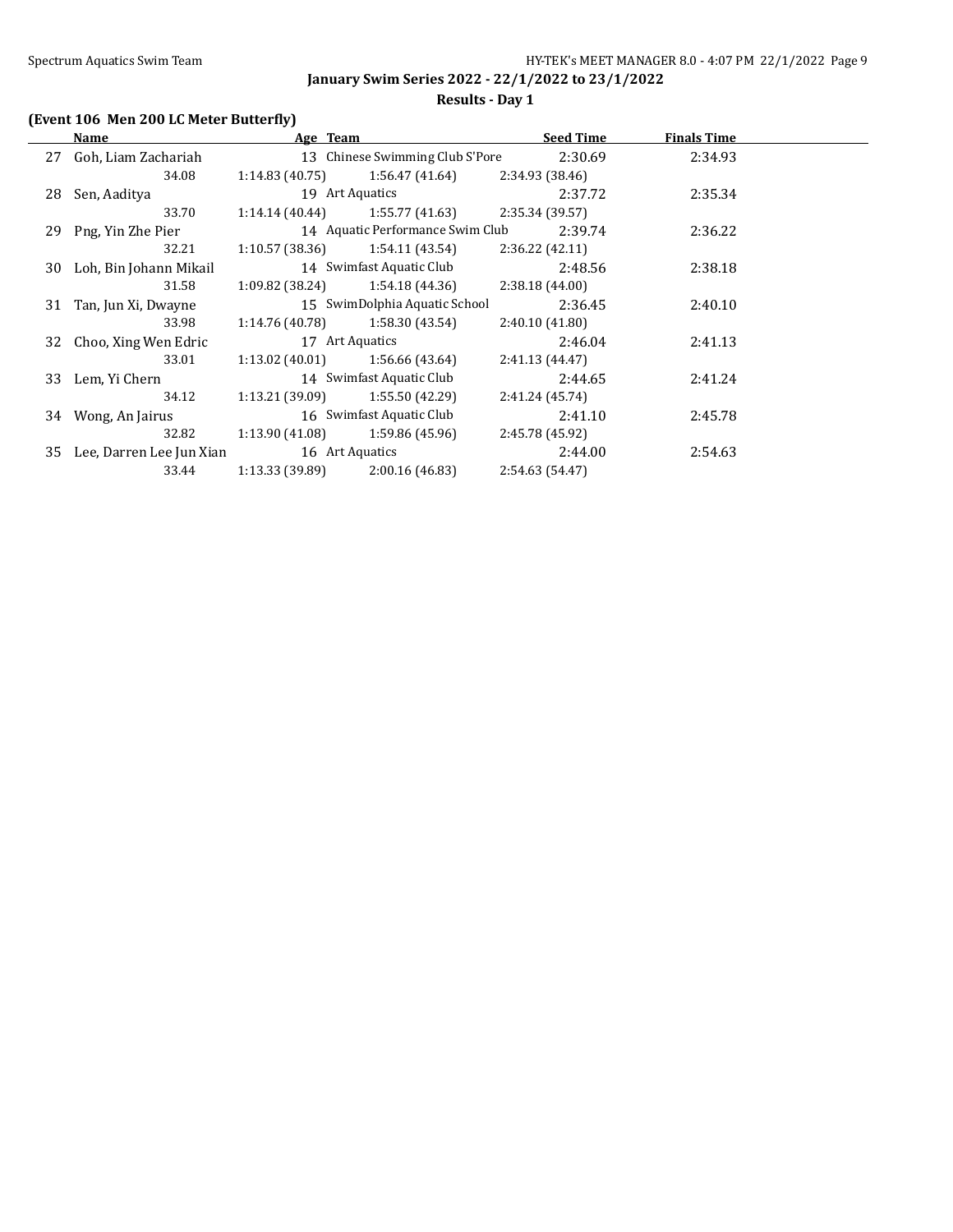January Swim Series 2022 - 22/1/2022 to 23/1/2022

Results - Day 1

### (Event 106 Men 200 LC Meter Butterfly)

| | Name | Age | Team | Seed Time | Finals Time |
|---|---|---|---|---|---|
| 27 | Goh, Liam Zachariah | 13 | Chinese Swimming Club S'Pore | 2:30.69 | 2:34.93 |
| | 34.08 | 1:14.83 (40.75) | 1:56.47 (41.64) | 2:34.93 (38.46) | |
| 28 | Sen, Aaditya | 19 | Art Aquatics | 2:37.72 | 2:35.34 |
| | 33.70 | 1:14.14 (40.44) | 1:55.77 (41.63) | 2:35.34 (39.57) | |
| 29 | Png, Yin Zhe Pier | 14 | Aquatic Performance Swim Club | 2:39.74 | 2:36.22 |
| | 32.21 | 1:10.57 (38.36) | 1:54.11 (43.54) | 2:36.22 (42.11) | |
| 30 | Loh, Bin Johann Mikail | 14 | Swimfast Aquatic Club | 2:48.56 | 2:38.18 |
| | 31.58 | 1:09.82 (38.24) | 1:54.18 (44.36) | 2:38.18 (44.00) | |
| 31 | Tan, Jun Xi, Dwayne | 15 | SwimDolphia Aquatic School | 2:36.45 | 2:40.10 |
| | 33.98 | 1:14.76 (40.78) | 1:58.30 (43.54) | 2:40.10 (41.80) | |
| 32 | Choo, Xing Wen Edric | 17 | Art Aquatics | 2:46.04 | 2:41.13 |
| | 33.01 | 1:13.02 (40.01) | 1:56.66 (43.64) | 2:41.13 (44.47) | |
| 33 | Lem, Yi Chern | 14 | Swimfast Aquatic Club | 2:44.65 | 2:41.24 |
| | 34.12 | 1:13.21 (39.09) | 1:55.50 (42.29) | 2:41.24 (45.74) | |
| 34 | Wong, An Jairus | 16 | Swimfast Aquatic Club | 2:41.10 | 2:45.78 |
| | 32.82 | 1:13.90 (41.08) | 1:59.86 (45.96) | 2:45.78 (45.92) | |
| 35 | Lee, Darren Lee Jun Xian | 16 | Art Aquatics | 2:44.00 | 2:54.63 |
| | 33.44 | 1:13.33 (39.89) | 2:00.16 (46.83) | 2:54.63 (54.47) | |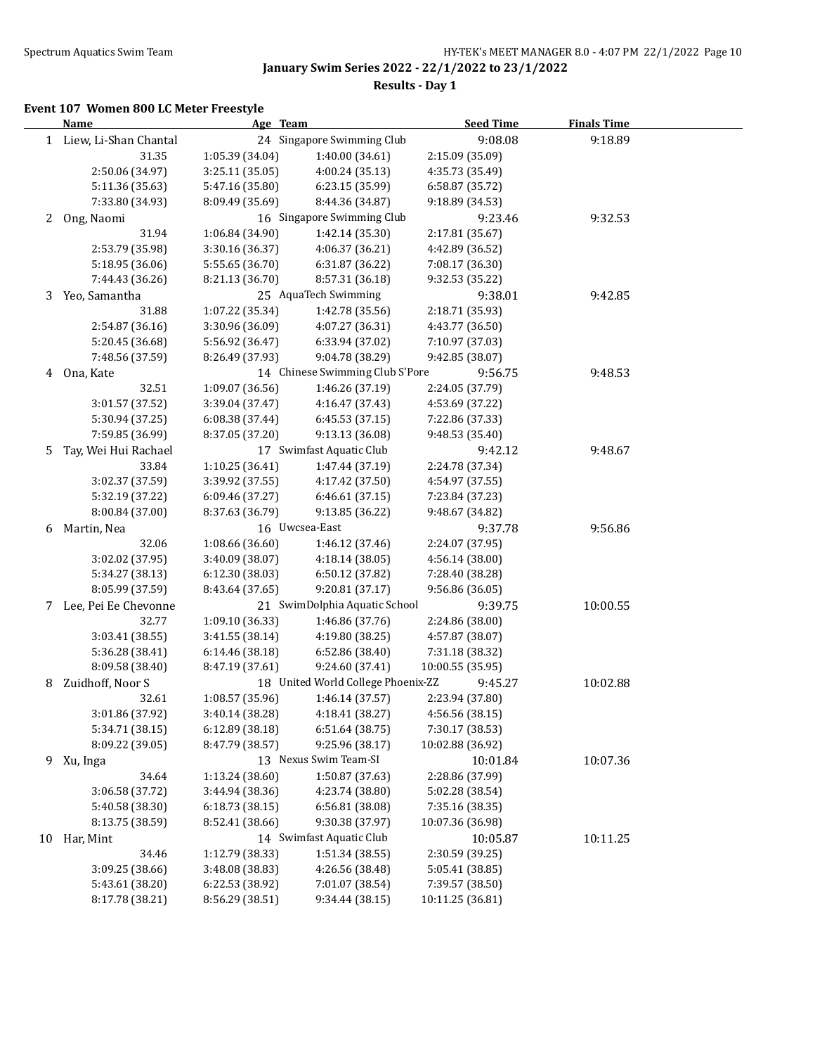January Swim Series 2022 - 22/1/2022 to 23/1/2022

Results - Day 1

### Event 107 Women 800 LC Meter Freestyle

| | Name | Age | Team | Seed Time | Finals Time |
|---|---|---|---|---|---|
| 1 | Liew, Li-Shan Chantal | 24 | Singapore Swimming Club | 9:08.08 | 9:18.89 |
| | 31.35 | 1:05.39 (34.04) | 1:40.00 (34.61) | 2:15.09 (35.09) | |
| | 2:50.06 (34.97) | 3:25.11 (35.05) | 4:00.24 (35.13) | 4:35.73 (35.49) | |
| | 5:11.36 (35.63) | 5:47.16 (35.80) | 6:23.15 (35.99) | 6:58.87 (35.72) | |
| | 7:33.80 (34.93) | 8:09.49 (35.69) | 8:44.36 (34.87) | 9:18.89 (34.53) | |
| 2 | Ong, Naomi | 16 | Singapore Swimming Club | 9:23.46 | 9:32.53 |
| | 31.94 | 1:06.84 (34.90) | 1:42.14 (35.30) | 2:17.81 (35.67) | |
| | 2:53.79 (35.98) | 3:30.16 (36.37) | 4:06.37 (36.21) | 4:42.89 (36.52) | |
| | 5:18.95 (36.06) | 5:55.65 (36.70) | 6:31.87 (36.22) | 7:08.17 (36.30) | |
| | 7:44.43 (36.26) | 8:21.13 (36.70) | 8:57.31 (36.18) | 9:32.53 (35.22) | |
| 3 | Yeo, Samantha | 25 | AquaTech Swimming | 9:38.01 | 9:42.85 |
| | 31.88 | 1:07.22 (35.34) | 1:42.78 (35.56) | 2:18.71 (35.93) | |
| | 2:54.87 (36.16) | 3:30.96 (36.09) | 4:07.27 (36.31) | 4:43.77 (36.50) | |
| | 5:20.45 (36.68) | 5:56.92 (36.47) | 6:33.94 (37.02) | 7:10.97 (37.03) | |
| | 7:48.56 (37.59) | 8:26.49 (37.93) | 9:04.78 (38.29) | 9:42.85 (38.07) | |
| 4 | Ona, Kate | 14 | Chinese Swimming Club S'Pore | 9:56.75 | 9:48.53 |
| | 32.51 | 1:09.07 (36.56) | 1:46.26 (37.19) | 2:24.05 (37.79) | |
| | 3:01.57 (37.52) | 3:39.04 (37.47) | 4:16.47 (37.43) | 4:53.69 (37.22) | |
| | 5:30.94 (37.25) | 6:08.38 (37.44) | 6:45.53 (37.15) | 7:22.86 (37.33) | |
| | 7:59.85 (36.99) | 8:37.05 (37.20) | 9:13.13 (36.08) | 9:48.53 (35.40) | |
| 5 | Tay, Wei Hui Rachael | 17 | Swimfast Aquatic Club | 9:42.12 | 9:48.67 |
| | 33.84 | 1:10.25 (36.41) | 1:47.44 (37.19) | 2:24.78 (37.34) | |
| | 3:02.37 (37.59) | 3:39.92 (37.55) | 4:17.42 (37.50) | 4:54.97 (37.55) | |
| | 5:32.19 (37.22) | 6:09.46 (37.27) | 6:46.61 (37.15) | 7:23.84 (37.23) | |
| | 8:00.84 (37.00) | 8:37.63 (36.79) | 9:13.85 (36.22) | 9:48.67 (34.82) | |
| 6 | Martin, Nea | 16 | Uwcsea-East | 9:37.78 | 9:56.86 |
| | 32.06 | 1:08.66 (36.60) | 1:46.12 (37.46) | 2:24.07 (37.95) | |
| | 3:02.02 (37.95) | 3:40.09 (38.07) | 4:18.14 (38.05) | 4:56.14 (38.00) | |
| | 5:34.27 (38.13) | 6:12.30 (38.03) | 6:50.12 (37.82) | 7:28.40 (38.28) | |
| | 8:05.99 (37.59) | 8:43.64 (37.65) | 9:20.81 (37.17) | 9:56.86 (36.05) | |
| 7 | Lee, Pei Ee Chevonne | 21 | SwimDolphia Aquatic School | 9:39.75 | 10:00.55 |
| | 32.77 | 1:09.10 (36.33) | 1:46.86 (37.76) | 2:24.86 (38.00) | |
| | 3:03.41 (38.55) | 3:41.55 (38.14) | 4:19.80 (38.25) | 4:57.87 (38.07) | |
| | 5:36.28 (38.41) | 6:14.46 (38.18) | 6:52.86 (38.40) | 7:31.18 (38.32) | |
| | 8:09.58 (38.40) | 8:47.19 (37.61) | 9:24.60 (37.41) | 10:00.55 (35.95) | |
| 8 | Zuidhoff, Noor S | 18 | United World College Phoenix-ZZ | 9:45.27 | 10:02.88 |
| | 32.61 | 1:08.57 (35.96) | 1:46.14 (37.57) | 2:23.94 (37.80) | |
| | 3:01.86 (37.92) | 3:40.14 (38.28) | 4:18.41 (38.27) | 4:56.56 (38.15) | |
| | 5:34.71 (38.15) | 6:12.89 (38.18) | 6:51.64 (38.75) | 7:30.17 (38.53) | |
| | 8:09.22 (39.05) | 8:47.79 (38.57) | 9:25.96 (38.17) | 10:02.88 (36.92) | |
| 9 | Xu, Inga | 13 | Nexus Swim Team-SI | 10:01.84 | 10:07.36 |
| | 34.64 | 1:13.24 (38.60) | 1:50.87 (37.63) | 2:28.86 (37.99) | |
| | 3:06.58 (37.72) | 3:44.94 (38.36) | 4:23.74 (38.80) | 5:02.28 (38.54) | |
| | 5:40.58 (38.30) | 6:18.73 (38.15) | 6:56.81 (38.08) | 7:35.16 (38.35) | |
| | 8:13.75 (38.59) | 8:52.41 (38.66) | 9:30.38 (37.97) | 10:07.36 (36.98) | |
| 10 | Har, Mint | 14 | Swimfast Aquatic Club | 10:05.87 | 10:11.25 |
| | 34.46 | 1:12.79 (38.33) | 1:51.34 (38.55) | 2:30.59 (39.25) | |
| | 3:09.25 (38.66) | 3:48.08 (38.83) | 4:26.56 (38.48) | 5:05.41 (38.85) | |
| | 5:43.61 (38.20) | 6:22.53 (38.92) | 7:01.07 (38.54) | 7:39.57 (38.50) | |
| | 8:17.78 (38.21) | 8:56.29 (38.51) | 9:34.44 (38.15) | 10:11.25 (36.81) | |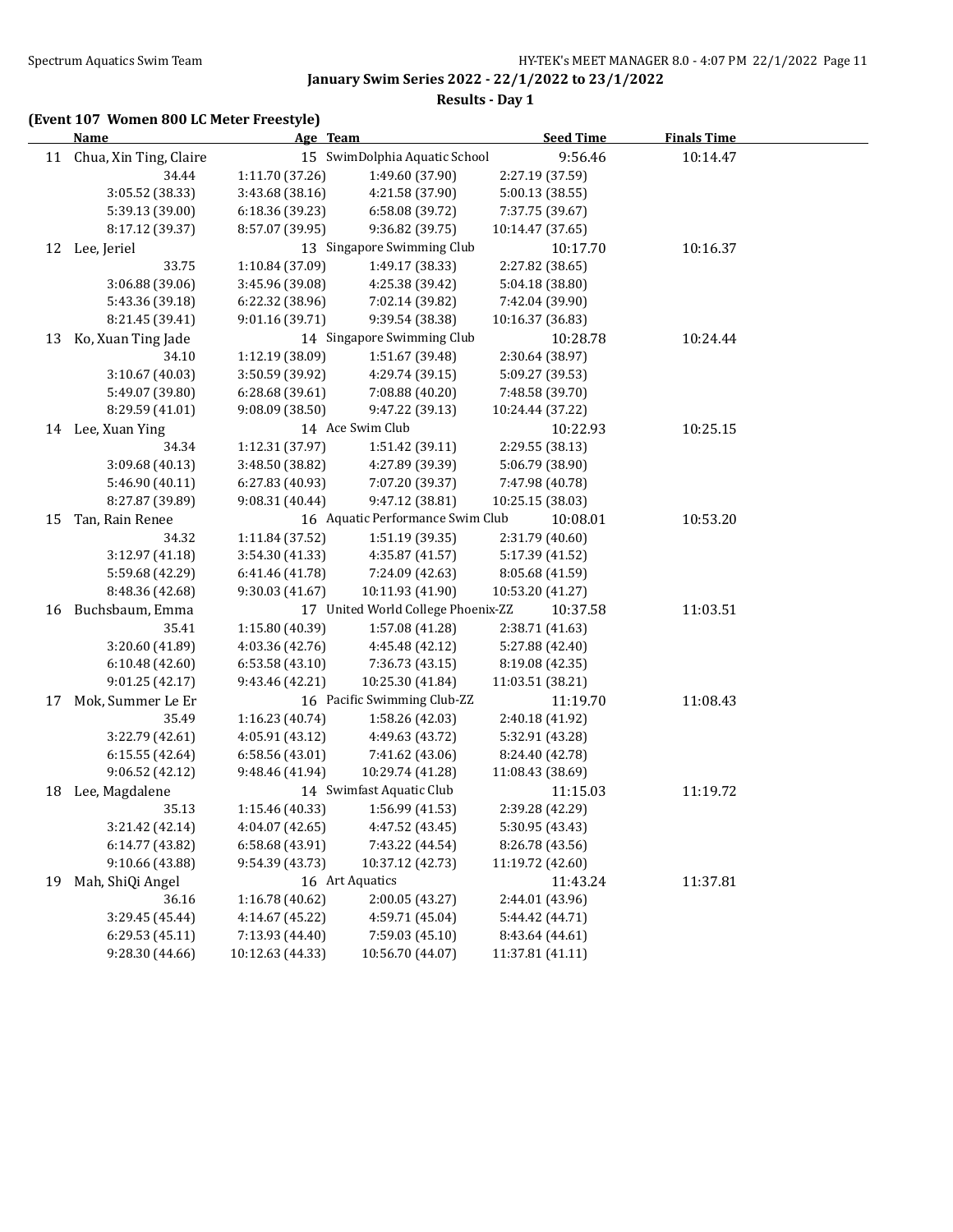## January Swim Series 2022 - 22/1/2022 to 23/1/2022

### Results - Day 1

**(Event 107 Women 800 LC Meter Freestyle)**

| | Name | Age | Team | Seed Time | Finals Time |
|---|---|---|---|---|---|
| 11 | Chua, Xin Ting, Claire | 15 | SwimDolphia Aquatic School | 9:56.46 | 10:14.47 |
| | 34.44 | 1:11.70 (37.26) | 1:49.60 (37.90) | 2:27.19 (37.59) | |
| | 3:05.52 (38.33) | 3:43.68 (38.16) | 4:21.58 (37.90) | 5:00.13 (38.55) | |
| | 5:39.13 (39.00) | 6:18.36 (39.23) | 6:58.08 (39.72) | 7:37.75 (39.67) | |
| | 8:17.12 (39.37) | 8:57.07 (39.95) | 9:36.82 (39.75) | 10:14.47 (37.65) | |
| 12 | Lee, Jeriel | 13 | Singapore Swimming Club | 10:17.70 | 10:16.37 |
| | 33.75 | 1:10.84 (37.09) | 1:49.17 (38.33) | 2:27.82 (38.65) | |
| | 3:06.88 (39.06) | 3:45.96 (39.08) | 4:25.38 (39.42) | 5:04.18 (38.80) | |
| | 5:43.36 (39.18) | 6:22.32 (38.96) | 7:02.14 (39.82) | 7:42.04 (39.90) | |
| | 8:21.45 (39.41) | 9:01.16 (39.71) | 9:39.54 (38.38) | 10:16.37 (36.83) | |
| 13 | Ko, Xuan Ting Jade | 14 | Singapore Swimming Club | 10:28.78 | 10:24.44 |
| | 34.10 | 1:12.19 (38.09) | 1:51.67 (39.48) | 2:30.64 (38.97) | |
| | 3:10.67 (40.03) | 3:50.59 (39.92) | 4:29.74 (39.15) | 5:09.27 (39.53) | |
| | 5:49.07 (39.80) | 6:28.68 (39.61) | 7:08.88 (40.20) | 7:48.58 (39.70) | |
| | 8:29.59 (41.01) | 9:08.09 (38.50) | 9:47.22 (39.13) | 10:24.44 (37.22) | |
| 14 | Lee, Xuan Ying | 14 | Ace Swim Club | 10:22.93 | 10:25.15 |
| | 34.34 | 1:12.31 (37.97) | 1:51.42 (39.11) | 2:29.55 (38.13) | |
| | 3:09.68 (40.13) | 3:48.50 (38.82) | 4:27.89 (39.39) | 5:06.79 (38.90) | |
| | 5:46.90 (40.11) | 6:27.83 (40.93) | 7:07.20 (39.37) | 7:47.98 (40.78) | |
| | 8:27.87 (39.89) | 9:08.31 (40.44) | 9:47.12 (38.81) | 10:25.15 (38.03) | |
| 15 | Tan, Rain Renee | 16 | Aquatic Performance Swim Club | 10:08.01 | 10:53.20 |
| | 34.32 | 1:11.84 (37.52) | 1:51.19 (39.35) | 2:31.79 (40.60) | |
| | 3:12.97 (41.18) | 3:54.30 (41.33) | 4:35.87 (41.57) | 5:17.39 (41.52) | |
| | 5:59.68 (42.29) | 6:41.46 (41.78) | 7:24.09 (42.63) | 8:05.68 (41.59) | |
| | 8:48.36 (42.68) | 9:30.03 (41.67) | 10:11.93 (41.90) | 10:53.20 (41.27) | |
| 16 | Buchsbaum, Emma | 17 | United World College Phoenix-ZZ | 10:37.58 | 11:03.51 |
| | 35.41 | 1:15.80 (40.39) | 1:57.08 (41.28) | 2:38.71 (41.63) | |
| | 3:20.60 (41.89) | 4:03.36 (42.76) | 4:45.48 (42.12) | 5:27.88 (42.40) | |
| | 6:10.48 (42.60) | 6:53.58 (43.10) | 7:36.73 (43.15) | 8:19.08 (42.35) | |
| | 9:01.25 (42.17) | 9:43.46 (42.21) | 10:25.30 (41.84) | 11:03.51 (38.21) | |
| 17 | Mok, Summer Le Er | 16 | Pacific Swimming Club-ZZ | 11:19.70 | 11:08.43 |
| | 35.49 | 1:16.23 (40.74) | 1:58.26 (42.03) | 2:40.18 (41.92) | |
| | 3:22.79 (42.61) | 4:05.91 (43.12) | 4:49.63 (43.72) | 5:32.91 (43.28) | |
| | 6:15.55 (42.64) | 6:58.56 (43.01) | 7:41.62 (43.06) | 8:24.40 (42.78) | |
| | 9:06.52 (42.12) | 9:48.46 (41.94) | 10:29.74 (41.28) | 11:08.43 (38.69) | |
| 18 | Lee, Magdalene | 14 | Swimfast Aquatic Club | 11:15.03 | 11:19.72 |
| | 35.13 | 1:15.46 (40.33) | 1:56.99 (41.53) | 2:39.28 (42.29) | |
| | 3:21.42 (42.14) | 4:04.07 (42.65) | 4:47.52 (43.45) | 5:30.95 (43.43) | |
| | 6:14.77 (43.82) | 6:58.68 (43.91) | 7:43.22 (44.54) | 8:26.78 (43.56) | |
| | 9:10.66 (43.88) | 9:54.39 (43.73) | 10:37.12 (42.73) | 11:19.72 (42.60) | |
| 19 | Mah, ShiQi Angel | 16 | Art Aquatics | 11:43.24 | 11:37.81 |
| | 36.16 | 1:16.78 (40.62) | 2:00.05 (43.27) | 2:44.01 (43.96) | |
| | 3:29.45 (45.44) | 4:14.67 (45.22) | 4:59.71 (45.04) | 5:44.42 (44.71) | |
| | 6:29.53 (45.11) | 7:13.93 (44.40) | 7:59.03 (45.10) | 8:43.64 (44.61) | |
| | 9:28.30 (44.66) | 10:12.63 (44.33) | 10:56.70 (44.07) | 11:37.81 (41.11) | |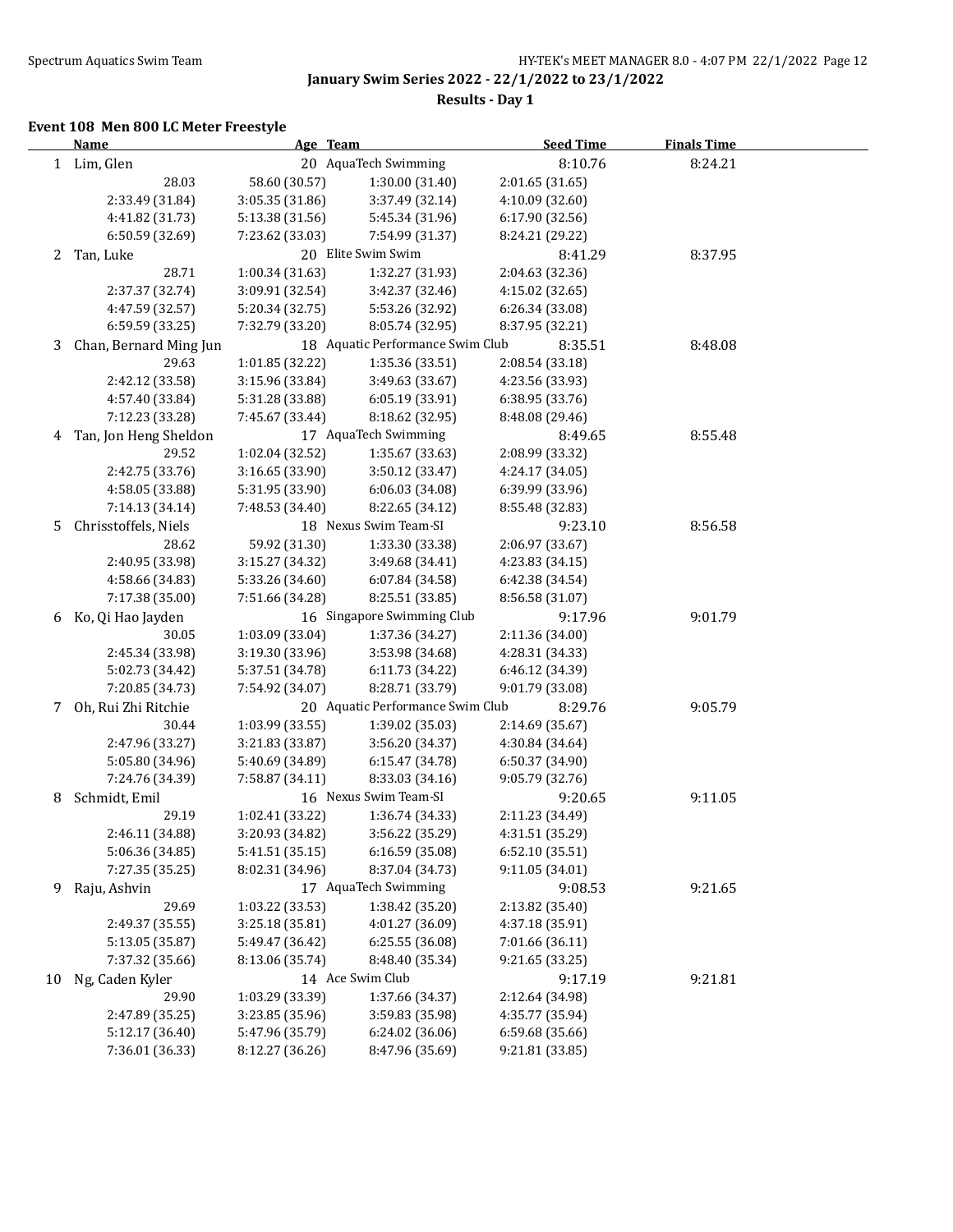# January Swim Series 2022 - 22/1/2022 to 23/1/2022

## Results - Day 1

### Event 108 Men 800 LC Meter Freestyle

| | Name | Age | Team | Seed Time | Finals Time |
|---|---|---|---|---|---|
| 1 | Lim, Glen | 20 | AquaTech Swimming | 8:10.76 | 8:24.21 |
| | 28.03 | 58.60 (30.57) | 1:30.00 (31.40) | 2:01.65 (31.65) | |
| | 2:33.49 (31.84) | 3:05.35 (31.86) | 3:37.49 (32.14) | 4:10.09 (32.60) | |
| | 4:41.82 (31.73) | 5:13.38 (31.56) | 5:45.34 (31.96) | 6:17.90 (32.56) | |
| | 6:50.59 (32.69) | 7:23.62 (33.03) | 7:54.99 (31.37) | 8:24.21 (29.22) | |
| 2 | Tan, Luke | 20 | Elite Swim Swim | 8:41.29 | 8:37.95 |
| | 28.71 | 1:00.34 (31.63) | 1:32.27 (31.93) | 2:04.63 (32.36) | |
| | 2:37.37 (32.74) | 3:09.91 (32.54) | 3:42.37 (32.46) | 4:15.02 (32.65) | |
| | 4:47.59 (32.57) | 5:20.34 (32.75) | 5:53.26 (32.92) | 6:26.34 (33.08) | |
| | 6:59.59 (33.25) | 7:32.79 (33.20) | 8:05.74 (32.95) | 8:37.95 (32.21) | |
| 3 | Chan, Bernard Ming Jun | 18 | Aquatic Performance Swim Club | 8:35.51 | 8:48.08 |
| | 29.63 | 1:01.85 (32.22) | 1:35.36 (33.51) | 2:08.54 (33.18) | |
| | 2:42.12 (33.58) | 3:15.96 (33.84) | 3:49.63 (33.67) | 4:23.56 (33.93) | |
| | 4:57.40 (33.84) | 5:31.28 (33.88) | 6:05.19 (33.91) | 6:38.95 (33.76) | |
| | 7:12.23 (33.28) | 7:45.67 (33.44) | 8:18.62 (32.95) | 8:48.08 (29.46) | |
| 4 | Tan, Jon Heng Sheldon | 17 | AquaTech Swimming | 8:49.65 | 8:55.48 |
| | 29.52 | 1:02.04 (32.52) | 1:35.67 (33.63) | 2:08.99 (33.32) | |
| | 2:42.75 (33.76) | 3:16.65 (33.90) | 3:50.12 (33.47) | 4:24.17 (34.05) | |
| | 4:58.05 (33.88) | 5:31.95 (33.90) | 6:06.03 (34.08) | 6:39.99 (33.96) | |
| | 7:14.13 (34.14) | 7:48.53 (34.40) | 8:22.65 (34.12) | 8:55.48 (32.83) | |
| 5 | Chrisstoffels, Niels | 18 | Nexus Swim Team-SI | 9:23.10 | 8:56.58 |
| | 28.62 | 59.92 (31.30) | 1:33.30 (33.38) | 2:06.97 (33.67) | |
| | 2:40.95 (33.98) | 3:15.27 (34.32) | 3:49.68 (34.41) | 4:23.83 (34.15) | |
| | 4:58.66 (34.83) | 5:33.26 (34.60) | 6:07.84 (34.58) | 6:42.38 (34.54) | |
| | 7:17.38 (35.00) | 7:51.66 (34.28) | 8:25.51 (33.85) | 8:56.58 (31.07) | |
| 6 | Ko, Qi Hao Jayden | 16 | Singapore Swimming Club | 9:17.96 | 9:01.79 |
| | 30.05 | 1:03.09 (33.04) | 1:37.36 (34.27) | 2:11.36 (34.00) | |
| | 2:45.34 (33.98) | 3:19.30 (33.96) | 3:53.98 (34.68) | 4:28.31 (34.33) | |
| | 5:02.73 (34.42) | 5:37.51 (34.78) | 6:11.73 (34.22) | 6:46.12 (34.39) | |
| | 7:20.85 (34.73) | 7:54.92 (34.07) | 8:28.71 (33.79) | 9:01.79 (33.08) | |
| 7 | Oh, Rui Zhi Ritchie | 20 | Aquatic Performance Swim Club | 8:29.76 | 9:05.79 |
| | 30.44 | 1:03.99 (33.55) | 1:39.02 (35.03) | 2:14.69 (35.67) | |
| | 2:47.96 (33.27) | 3:21.83 (33.87) | 3:56.20 (34.37) | 4:30.84 (34.64) | |
| | 5:05.80 (34.96) | 5:40.69 (34.89) | 6:15.47 (34.78) | 6:50.37 (34.90) | |
| | 7:24.76 (34.39) | 7:58.87 (34.11) | 8:33.03 (34.16) | 9:05.79 (32.76) | |
| 8 | Schmidt, Emil | 16 | Nexus Swim Team-SI | 9:20.65 | 9:11.05 |
| | 29.19 | 1:02.41 (33.22) | 1:36.74 (34.33) | 2:11.23 (34.49) | |
| | 2:46.11 (34.88) | 3:20.93 (34.82) | 3:56.22 (35.29) | 4:31.51 (35.29) | |
| | 5:06.36 (34.85) | 5:41.51 (35.15) | 6:16.59 (35.08) | 6:52.10 (35.51) | |
| | 7:27.35 (35.25) | 8:02.31 (34.96) | 8:37.04 (34.73) | 9:11.05 (34.01) | |
| 9 | Raju, Ashvin | 17 | AquaTech Swimming | 9:08.53 | 9:21.65 |
| | 29.69 | 1:03.22 (33.53) | 1:38.42 (35.20) | 2:13.82 (35.40) | |
| | 2:49.37 (35.55) | 3:25.18 (35.81) | 4:01.27 (36.09) | 4:37.18 (35.91) | |
| | 5:13.05 (35.87) | 5:49.47 (36.42) | 6:25.55 (36.08) | 7:01.66 (36.11) | |
| | 7:37.32 (35.66) | 8:13.06 (35.74) | 8:48.40 (35.34) | 9:21.65 (33.25) | |
| 10 | Ng, Caden Kyler | 14 | Ace Swim Club | 9:17.19 | 9:21.81 |
| | 29.90 | 1:03.29 (33.39) | 1:37.66 (34.37) | 2:12.64 (34.98) | |
| | 2:47.89 (35.25) | 3:23.85 (35.96) | 3:59.83 (35.98) | 4:35.77 (35.94) | |
| | 5:12.17 (36.40) | 5:47.96 (35.79) | 6:24.02 (36.06) | 6:59.68 (35.66) | |
| | 7:36.01 (36.33) | 8:12.27 (36.26) | 8:47.96 (35.69) | 9:21.81 (33.85) | |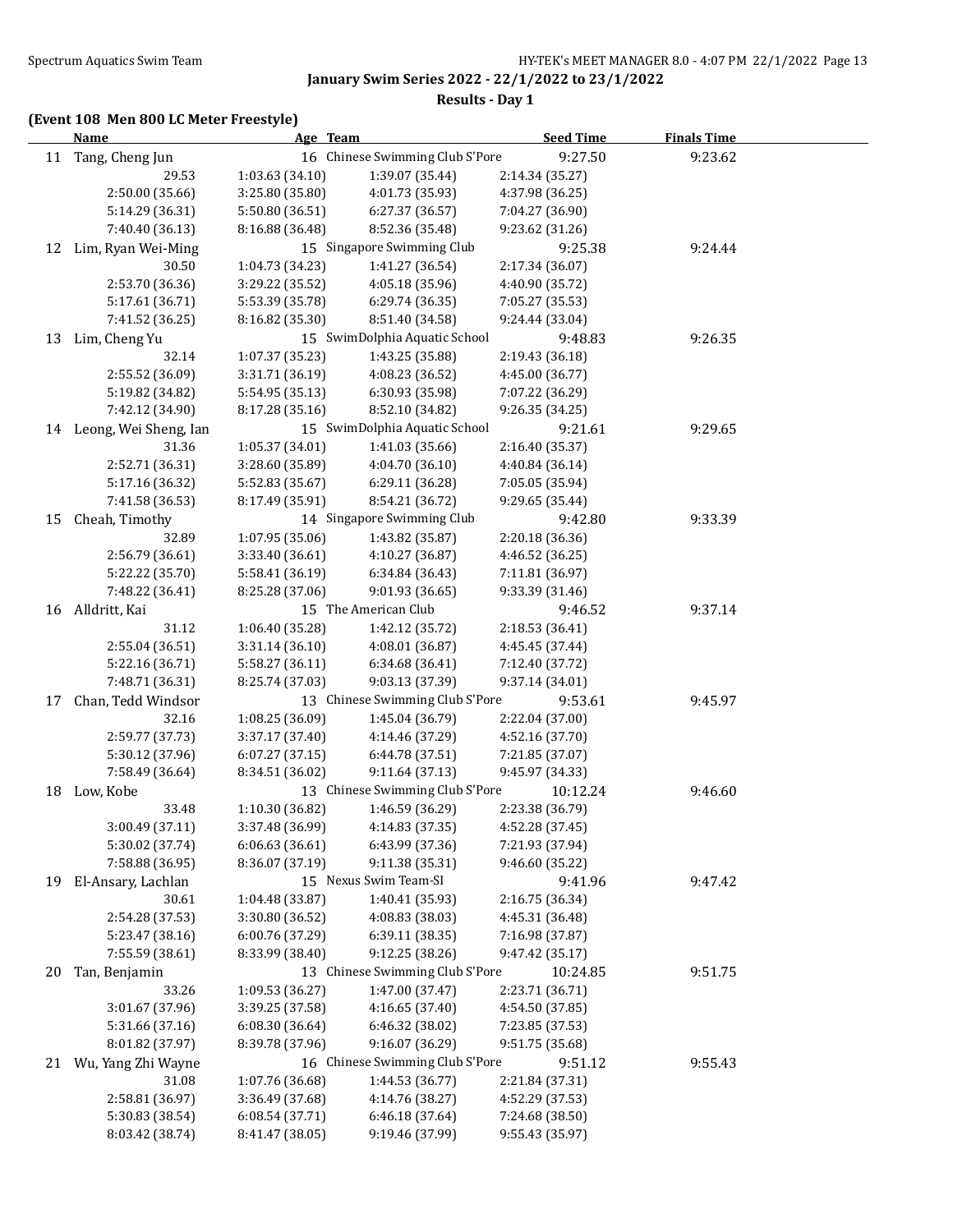January Swim Series 2022 - 22/1/2022 to 23/1/2022

Results - Day 1

**(Event 108 Men 800 LC Meter Freestyle)**

| | Name | Age | Team | Seed Time | Finals Time |
|---|---|---|---|---|---|
| 11 | Tang, Cheng Jun | 16 | Chinese Swimming Club S'Pore | 9:27.50 | 9:23.62 |
| | 29.53 | 1:03.63 (34.10) | 1:39.07 (35.44) | 2:14.34 (35.27) | |
| | 2:50.00 (35.66) | 3:25.80 (35.80) | 4:01.73 (35.93) | 4:37.98 (36.25) | |
| | 5:14.29 (36.31) | 5:50.80 (36.51) | 6:27.37 (36.57) | 7:04.27 (36.90) | |
| | 7:40.40 (36.13) | 8:16.88 (36.48) | 8:52.36 (35.48) | 9:23.62 (31.26) | |
| 12 | Lim, Ryan Wei-Ming | 15 | Singapore Swimming Club | 9:25.38 | 9:24.44 |
| | 30.50 | 1:04.73 (34.23) | 1:41.27 (36.54) | 2:17.34 (36.07) | |
| | 2:53.70 (36.36) | 3:29.22 (35.52) | 4:05.18 (35.96) | 4:40.90 (35.72) | |
| | 5:17.61 (36.71) | 5:53.39 (35.78) | 6:29.74 (36.35) | 7:05.27 (35.53) | |
| | 7:41.52 (36.25) | 8:16.82 (35.30) | 8:51.40 (34.58) | 9:24.44 (33.04) | |
| 13 | Lim, Cheng Yu | 15 | SwimDolphia Aquatic School | 9:48.83 | 9:26.35 |
| | 32.14 | 1:07.37 (35.23) | 1:43.25 (35.88) | 2:19.43 (36.18) | |
| | 2:55.52 (36.09) | 3:31.71 (36.19) | 4:08.23 (36.52) | 4:45.00 (36.77) | |
| | 5:19.82 (34.82) | 5:54.95 (35.13) | 6:30.93 (35.98) | 7:07.22 (36.29) | |
| | 7:42.12 (34.90) | 8:17.28 (35.16) | 8:52.10 (34.82) | 9:26.35 (34.25) | |
| 14 | Leong, Wei Sheng, Ian | 15 | SwimDolphia Aquatic School | 9:21.61 | 9:29.65 |
| | 31.36 | 1:05.37 (34.01) | 1:41.03 (35.66) | 2:16.40 (35.37) | |
| | 2:52.71 (36.31) | 3:28.60 (35.89) | 4:04.70 (36.10) | 4:40.84 (36.14) | |
| | 5:17.16 (36.32) | 5:52.83 (35.67) | 6:29.11 (36.28) | 7:05.05 (35.94) | |
| | 7:41.58 (36.53) | 8:17.49 (35.91) | 8:54.21 (36.72) | 9:29.65 (35.44) | |
| 15 | Cheah, Timothy | 14 | Singapore Swimming Club | 9:42.80 | 9:33.39 |
| | 32.89 | 1:07.95 (35.06) | 1:43.82 (35.87) | 2:20.18 (36.36) | |
| | 2:56.79 (36.61) | 3:33.40 (36.61) | 4:10.27 (36.87) | 4:46.52 (36.25) | |
| | 5:22.22 (35.70) | 5:58.41 (36.19) | 6:34.84 (36.43) | 7:11.81 (36.97) | |
| | 7:48.22 (36.41) | 8:25.28 (37.06) | 9:01.93 (36.65) | 9:33.39 (31.46) | |
| 16 | Alldritt, Kai | 15 | The American Club | 9:46.52 | 9:37.14 |
| | 31.12 | 1:06.40 (35.28) | 1:42.12 (35.72) | 2:18.53 (36.41) | |
| | 2:55.04 (36.51) | 3:31.14 (36.10) | 4:08.01 (36.87) | 4:45.45 (37.44) | |
| | 5:22.16 (36.71) | 5:58.27 (36.11) | 6:34.68 (36.41) | 7:12.40 (37.72) | |
| | 7:48.71 (36.31) | 8:25.74 (37.03) | 9:03.13 (37.39) | 9:37.14 (34.01) | |
| 17 | Chan, Tedd Windsor | 13 | Chinese Swimming Club S'Pore | 9:53.61 | 9:45.97 |
| | 32.16 | 1:08.25 (36.09) | 1:45.04 (36.79) | 2:22.04 (37.00) | |
| | 2:59.77 (37.73) | 3:37.17 (37.40) | 4:14.46 (37.29) | 4:52.16 (37.70) | |
| | 5:30.12 (37.96) | 6:07.27 (37.15) | 6:44.78 (37.51) | 7:21.85 (37.07) | |
| | 7:58.49 (36.64) | 8:34.51 (36.02) | 9:11.64 (37.13) | 9:45.97 (34.33) | |
| 18 | Low, Kobe | 13 | Chinese Swimming Club S'Pore | 10:12.24 | 9:46.60 |
| | 33.48 | 1:10.30 (36.82) | 1:46.59 (36.29) | 2:23.38 (36.79) | |
| | 3:00.49 (37.11) | 3:37.48 (36.99) | 4:14.83 (37.35) | 4:52.28 (37.45) | |
| | 5:30.02 (37.74) | 6:06.63 (36.61) | 6:43.99 (37.36) | 7:21.93 (37.94) | |
| | 7:58.88 (36.95) | 8:36.07 (37.19) | 9:11.38 (35.31) | 9:46.60 (35.22) | |
| 19 | El-Ansary, Lachlan | 15 | Nexus Swim Team-SI | 9:41.96 | 9:47.42 |
| | 30.61 | 1:04.48 (33.87) | 1:40.41 (35.93) | 2:16.75 (36.34) | |
| | 2:54.28 (37.53) | 3:30.80 (36.52) | 4:08.83 (38.03) | 4:45.31 (36.48) | |
| | 5:23.47 (38.16) | 6:00.76 (37.29) | 6:39.11 (38.35) | 7:16.98 (37.87) | |
| | 7:55.59 (38.61) | 8:33.99 (38.40) | 9:12.25 (38.26) | 9:47.42 (35.17) | |
| 20 | Tan, Benjamin | 13 | Chinese Swimming Club S'Pore | 10:24.85 | 9:51.75 |
| | 33.26 | 1:09.53 (36.27) | 1:47.00 (37.47) | 2:23.71 (36.71) | |
| | 3:01.67 (37.96) | 3:39.25 (37.58) | 4:16.65 (37.40) | 4:54.50 (37.85) | |
| | 5:31.66 (37.16) | 6:08.30 (36.64) | 6:46.32 (38.02) | 7:23.85 (37.53) | |
| | 8:01.82 (37.97) | 8:39.78 (37.96) | 9:16.07 (36.29) | 9:51.75 (35.68) | |
| 21 | Wu, Yang Zhi Wayne | 16 | Chinese Swimming Club S'Pore | 9:51.12 | 9:55.43 |
| | 31.08 | 1:07.76 (36.68) | 1:44.53 (36.77) | 2:21.84 (37.31) | |
| | 2:58.81 (36.97) | 3:36.49 (37.68) | 4:14.76 (38.27) | 4:52.29 (37.53) | |
| | 5:30.83 (38.54) | 6:08.54 (37.71) | 6:46.18 (37.64) | 7:24.68 (38.50) | |
| | 8:03.42 (38.74) | 8:41.47 (38.05) | 9:19.46 (37.99) | 9:55.43 (35.97) | |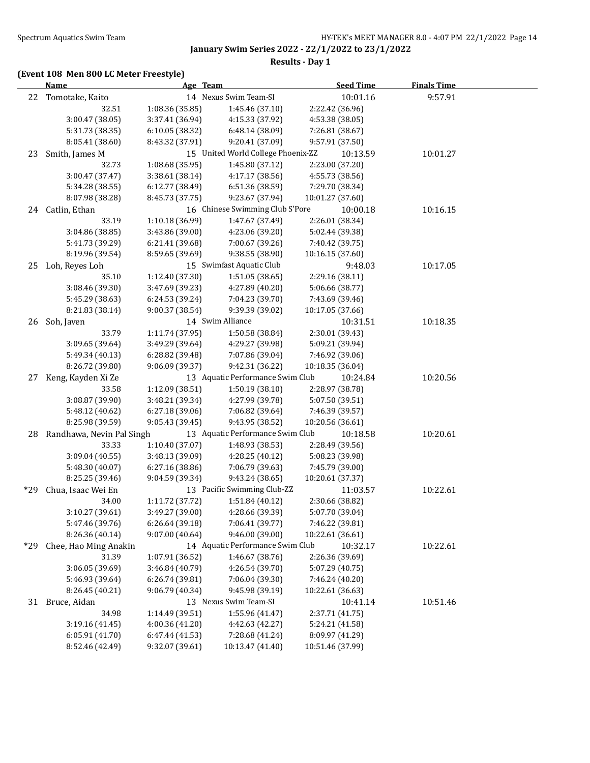**January Swim Series 2022 - 22/1/2022 to 23/1/2022**

**Results - Day 1**

### (Event 108 Men 800 LC Meter Freestyle)

| | Name | Age | Team | Seed Time | Finals Time |
|---|---|---|---|---|---|
| 22 | Tomotake, Kaito | 14 | Nexus Swim Team-SI | 10:01.16 | 9:57.91 |
| | 32.51 | 1:08.36 (35.85) | 1:45.46 (37.10) | 2:22.42 (36.96) | |
| | 3:00.47 (38.05) | 3:37.41 (36.94) | 4:15.33 (37.92) | 4:53.38 (38.05) | |
| | 5:31.73 (38.35) | 6:10.05 (38.32) | 6:48.14 (38.09) | 7:26.81 (38.67) | |
| | 8:05.41 (38.60) | 8:43.32 (37.91) | 9:20.41 (37.09) | 9:57.91 (37.50) | |
| 23 | Smith, James M | 15 | United World College Phoenix-ZZ | 10:13.59 | 10:01.27 |
| | 32.73 | 1:08.68 (35.95) | 1:45.80 (37.12) | 2:23.00 (37.20) | |
| | 3:00.47 (37.47) | 3:38.61 (38.14) | 4:17.17 (38.56) | 4:55.73 (38.56) | |
| | 5:34.28 (38.55) | 6:12.77 (38.49) | 6:51.36 (38.59) | 7:29.70 (38.34) | |
| | 8:07.98 (38.28) | 8:45.73 (37.75) | 9:23.67 (37.94) | 10:01.27 (37.60) | |
| 24 | Catlin, Ethan | 16 | Chinese Swimming Club S'Pore | 10:00.18 | 10:16.15 |
| | 33.19 | 1:10.18 (36.99) | 1:47.67 (37.49) | 2:26.01 (38.34) | |
| | 3:04.86 (38.85) | 3:43.86 (39.00) | 4:23.06 (39.20) | 5:02.44 (39.38) | |
| | 5:41.73 (39.29) | 6:21.41 (39.68) | 7:00.67 (39.26) | 7:40.42 (39.75) | |
| | 8:19.96 (39.54) | 8:59.65 (39.69) | 9:38.55 (38.90) | 10:16.15 (37.60) | |
| 25 | Loh, Reyes Loh | 15 | Swimfast Aquatic Club | 9:48.03 | 10:17.05 |
| | 35.10 | 1:12.40 (37.30) | 1:51.05 (38.65) | 2:29.16 (38.11) | |
| | 3:08.46 (39.30) | 3:47.69 (39.23) | 4:27.89 (40.20) | 5:06.66 (38.77) | |
| | 5:45.29 (38.63) | 6:24.53 (39.24) | 7:04.23 (39.70) | 7:43.69 (39.46) | |
| | 8:21.83 (38.14) | 9:00.37 (38.54) | 9:39.39 (39.02) | 10:17.05 (37.66) | |
| 26 | Soh, Javen | 14 | Swim Alliance | 10:31.51 | 10:18.35 |
| | 33.79 | 1:11.74 (37.95) | 1:50.58 (38.84) | 2:30.01 (39.43) | |
| | 3:09.65 (39.64) | 3:49.29 (39.64) | 4:29.27 (39.98) | 5:09.21 (39.94) | |
| | 5:49.34 (40.13) | 6:28.82 (39.48) | 7:07.86 (39.04) | 7:46.92 (39.06) | |
| | 8:26.72 (39.80) | 9:06.09 (39.37) | 9:42.31 (36.22) | 10:18.35 (36.04) | |
| 27 | Keng, Kayden Xi Ze | 13 | Aquatic Performance Swim Club | 10:24.84 | 10:20.56 |
| | 33.58 | 1:12.09 (38.51) | 1:50.19 (38.10) | 2:28.97 (38.78) | |
| | 3:08.87 (39.90) | 3:48.21 (39.34) | 4:27.99 (39.78) | 5:07.50 (39.51) | |
| | 5:48.12 (40.62) | 6:27.18 (39.06) | 7:06.82 (39.64) | 7:46.39 (39.57) | |
| | 8:25.98 (39.59) | 9:05.43 (39.45) | 9:43.95 (38.52) | 10:20.56 (36.61) | |
| 28 | Randhawa, Nevin Pal Singh | 13 | Aquatic Performance Swim Club | 10:18.58 | 10:20.61 |
| | 33.33 | 1:10.40 (37.07) | 1:48.93 (38.53) | 2:28.49 (39.56) | |
| | 3:09.04 (40.55) | 3:48.13 (39.09) | 4:28.25 (40.12) | 5:08.23 (39.98) | |
| | 5:48.30 (40.07) | 6:27.16 (38.86) | 7:06.79 (39.63) | 7:45.79 (39.00) | |
| | 8:25.25 (39.46) | 9:04.59 (39.34) | 9:43.24 (38.65) | 10:20.61 (37.37) | |
| *29 | Chua, Isaac Wei En | 13 | Pacific Swimming Club-ZZ | 11:03.57 | 10:22.61 |
| | 34.00 | 1:11.72 (37.72) | 1:51.84 (40.12) | 2:30.66 (38.82) | |
| | 3:10.27 (39.61) | 3:49.27 (39.00) | 4:28.66 (39.39) | 5:07.70 (39.04) | |
| | 5:47.46 (39.76) | 6:26.64 (39.18) | 7:06.41 (39.77) | 7:46.22 (39.81) | |
| | 8:26.36 (40.14) | 9:07.00 (40.64) | 9:46.00 (39.00) | 10:22.61 (36.61) | |
| *29 | Chee, Hao Ming Anakin | 14 | Aquatic Performance Swim Club | 10:32.17 | 10:22.61 |
| | 31.39 | 1:07.91 (36.52) | 1:46.67 (38.76) | 2:26.36 (39.69) | |
| | 3:06.05 (39.69) | 3:46.84 (40.79) | 4:26.54 (39.70) | 5:07.29 (40.75) | |
| | 5:46.93 (39.64) | 6:26.74 (39.81) | 7:06.04 (39.30) | 7:46.24 (40.20) | |
| | 8:26.45 (40.21) | 9:06.79 (40.34) | 9:45.98 (39.19) | 10:22.61 (36.63) | |
| 31 | Bruce, Aidan | 13 | Nexus Swim Team-SI | 10:41.14 | 10:51.46 |
| | 34.98 | 1:14.49 (39.51) | 1:55.96 (41.47) | 2:37.71 (41.75) | |
| | 3:19.16 (41.45) | 4:00.36 (41.20) | 4:42.63 (42.27) | 5:24.21 (41.58) | |
| | 6:05.91 (41.70) | 6:47.44 (41.53) | 7:28.68 (41.24) | 8:09.97 (41.29) | |
| | 8:52.46 (42.49) | 9:32.07 (39.61) | 10:13.47 (41.40) | 10:51.46 (37.99) | |